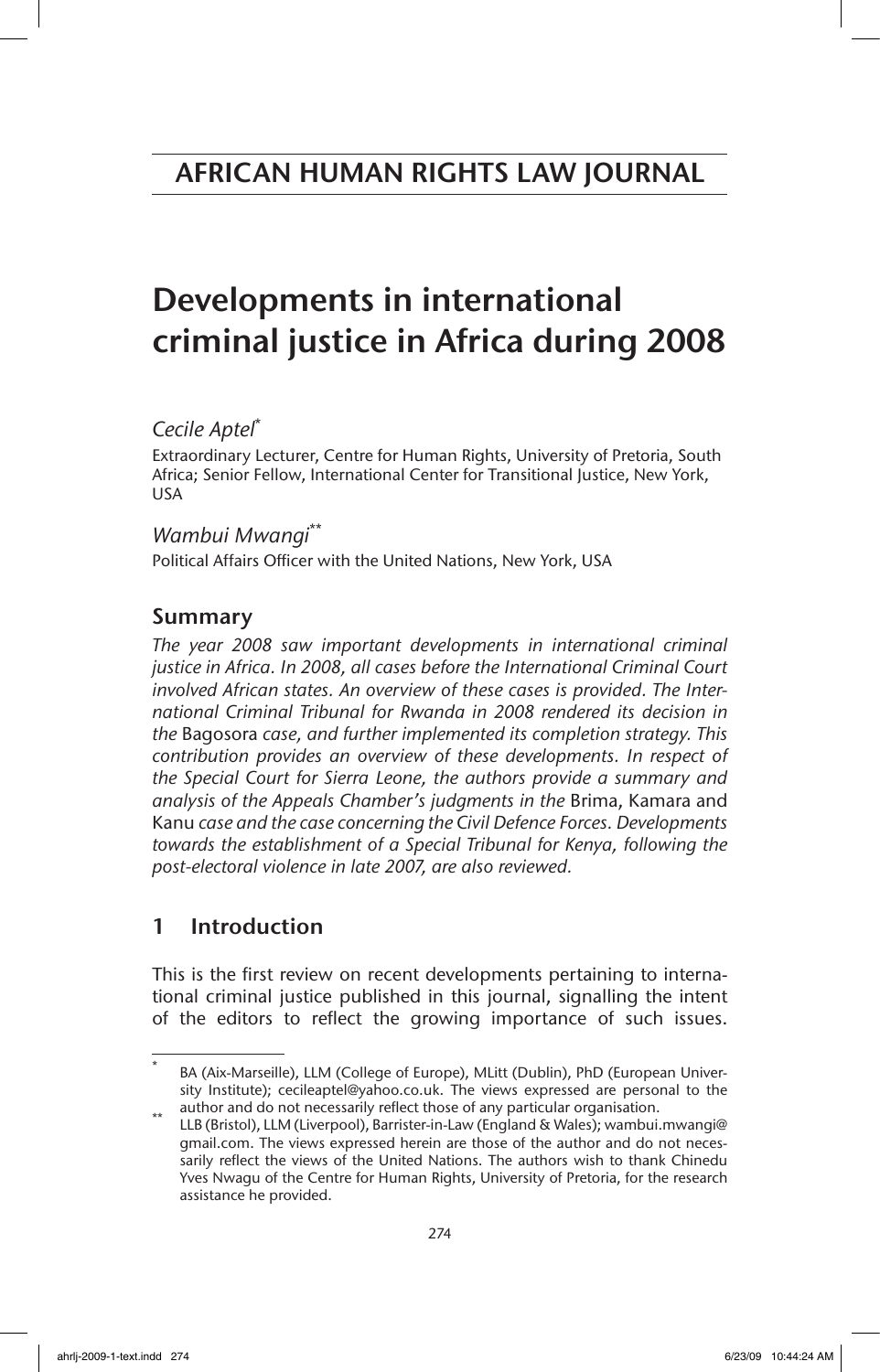# AFRICAN HUMAN RIGHTS LAW JOURNAL

# Developments in international criminal justice in Africa during 2008

*Cecile Aptel*[*]

Extraordinary Lecturer, Centre for Human Rights, University of Pretoria, South Africa; Senior Fellow, International Center for Transitional Justice, New York, USA

*Wambui Mwangi*[**]

Political Affairs Officer with the United Nations, New York, USA

## Summary

*The year 2008 saw important developments in international criminal justice in Africa. In 2008, all cases before the International Criminal Court involved African states. An overview of these cases is provided. The International Criminal Tribunal for Rwanda in 2008 rendered its decision in the* Bagosora *case, and further implemented its completion strategy. This contribution provides an overview of these developments. In respect of the Special Court for Sierra Leone, the authors provide a summary and analysis of the Appeals Chamber's judgments in the* Brima, Kamara and Kanu *case and the case concerning the Civil Defence Forces. Developments towards the establishment of a Special Tribunal for Kenya, following the post-electoral violence in late 2007, are also reviewed.*

## 1 Introduction

This is the first review on recent developments pertaining to international criminal justice published in this journal, signalling the intent of the editors to reflect the growing importance of such issues.

[*] BA (Aix-Marseille), LLM (College of Europe), MLitt (Dublin), PhD (European University Institute); cecileaptel@yahoo.co.uk. The views expressed are personal to the author and do not necessarily reflect those of any particular organisation.

[**] LLB (Bristol), LLM (Liverpool), Barrister-in-Law (England & Wales); wambui.mwangi@gmail.com. The views expressed herein are those of the author and do not necessarily reflect the views of the United Nations. The authors wish to thank Chinedu Yves Nwagu of the Centre for Human Rights, University of Pretoria, for the research assistance he provided.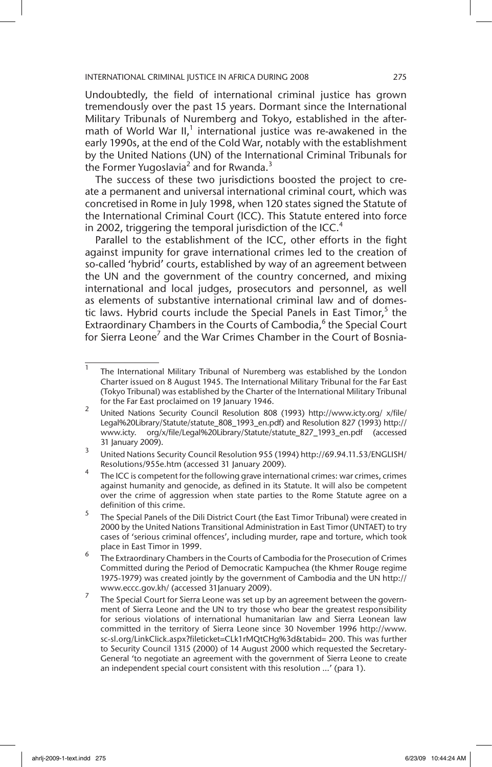Undoubtedly, the field of international criminal justice has grown tremendously over the past 15 years. Dormant since the International Military Tribunals of Nuremberg and Tokyo, established in the aftermath of World War II,[1] international justice was re-awakened in the early 1990s, at the end of the Cold War, notably with the establishment by the United Nations (UN) of the International Criminal Tribunals for the Former Yugoslavia[2] and for Rwanda.[3]

The success of these two jurisdictions boosted the project to create a permanent and universal international criminal court, which was concretised in Rome in July 1998, when 120 states signed the Statute of the International Criminal Court (ICC). This Statute entered into force in 2002, triggering the temporal jurisdiction of the ICC.[4]

Parallel to the establishment of the ICC, other efforts in the fight against impunity for grave international crimes led to the creation of so-called 'hybrid' courts, established by way of an agreement between the UN and the government of the country concerned, and mixing international and local judges, prosecutors and personnel, as well as elements of substantive international criminal law and of domestic laws. Hybrid courts include the Special Panels in East Timor,[5] the Extraordinary Chambers in the Courts of Cambodia,[6] the Special Court for Sierra Leone[7] and the War Crimes Chamber in the Court of Bosnia-

---

[1] The International Military Tribunal of Nuremberg was established by the London Charter issued on 8 August 1945. The International Military Tribunal for the Far East (Tokyo Tribunal) was established by the Charter of the International Military Tribunal for the Far East proclaimed on 19 January 1946.

[2] United Nations Security Council Resolution 808 (1993) http://www.icty.org/ x/file/ Legal%20Library/Statute/statute_808_1993_en.pdf) and Resolution 827 (1993) http:// www.icty. org/x/file/Legal%20Library/Statute/statute_827_1993_en.pdf (accessed 31 January 2009).

[3] United Nations Security Council Resolution 955 (1994) http://69.94.11.53/ENGLISH/ Resolutions/955e.htm (accessed 31 January 2009).

[4] The ICC is competent for the following grave international crimes: war crimes, crimes against humanity and genocide, as defined in its Statute. It will also be competent over the crime of aggression when state parties to the Rome Statute agree on a definition of this crime.

[5] The Special Panels of the Dili District Court (the East Timor Tribunal) were created in 2000 by the United Nations Transitional Administration in East Timor (UNTAET) to try cases of 'serious criminal offences', including murder, rape and torture, which took place in East Timor in 1999.

[6] The Extraordinary Chambers in the Courts of Cambodia for the Prosecution of Crimes Committed during the Period of Democratic Kampuchea (the Khmer Rouge regime 1975-1979) was created jointly by the government of Cambodia and the UN http:// www.eccc.gov.kh/ (accessed 31January 2009).

[7] The Special Court for Sierra Leone was set up by an agreement between the government of Sierra Leone and the UN to try those who bear the greatest responsibility for serious violations of international humanitarian law and Sierra Leonean law committed in the territory of Sierra Leone since 30 November 1996 http://www. sc-sl.org/LinkClick.aspx?fileticket=CLk1rMQtCHg%3d&tabid= 200. This was further to Security Council 1315 (2000) of 14 August 2000 which requested the Secretary-General 'to negotiate an agreement with the government of Sierra Leone to create an independent special court consistent with this resolution ...' (para 1).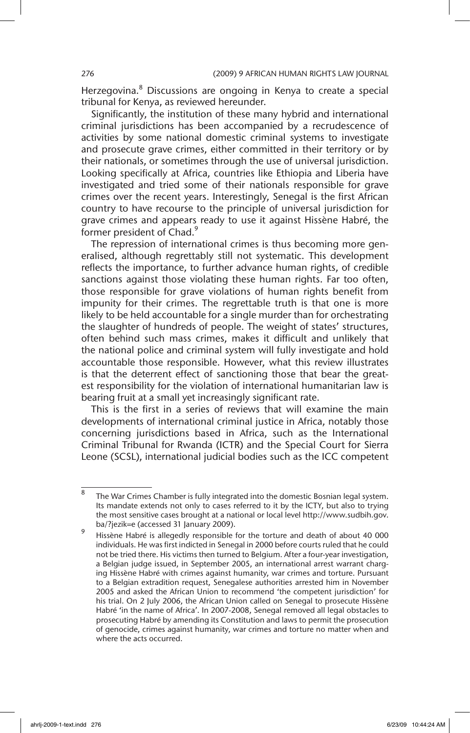Herzegovina.[8] Discussions are ongoing in Kenya to create a special tribunal for Kenya, as reviewed hereunder.

Significantly, the institution of these many hybrid and international criminal jurisdictions has been accompanied by a recrudescence of activities by some national domestic criminal systems to investigate and prosecute grave crimes, either committed in their territory or by their nationals, or sometimes through the use of universal jurisdiction. Looking specifically at Africa, countries like Ethiopia and Liberia have investigated and tried some of their nationals responsible for grave crimes over the recent years. Interestingly, Senegal is the first African country to have recourse to the principle of universal jurisdiction for grave crimes and appears ready to use it against Hissène Habré, the former president of Chad.[9]

The repression of international crimes is thus becoming more generalised, although regrettably still not systematic. This development reflects the importance, to further advance human rights, of credible sanctions against those violating these human rights. Far too often, those responsible for grave violations of human rights benefit from impunity for their crimes. The regrettable truth is that one is more likely to be held accountable for a single murder than for orchestrating the slaughter of hundreds of people. The weight of states' structures, often behind such mass crimes, makes it difficult and unlikely that the national police and criminal system will fully investigate and hold accountable those responsible. However, what this review illustrates is that the deterrent effect of sanctioning those that bear the greatest responsibility for the violation of international humanitarian law is bearing fruit at a small yet increasingly significant rate.

This is the first in a series of reviews that will examine the main developments of international criminal justice in Africa, notably those concerning jurisdictions based in Africa, such as the International Criminal Tribunal for Rwanda (ICTR) and the Special Court for Sierra Leone (SCSL), international judicial bodies such as the ICC competent

---

[8] The War Crimes Chamber is fully integrated into the domestic Bosnian legal system. Its mandate extends not only to cases referred to it by the ICTY, but also to trying the most sensitive cases brought at a national or local level http://www.sudbih.gov.ba/?jezik=e (accessed 31 January 2009).

[9] Hissène Habré is allegedly responsible for the torture and death of about 40 000 individuals. He was first indicted in Senegal in 2000 before courts ruled that he could not be tried there. His victims then turned to Belgium. After a four-year investigation, a Belgian judge issued, in September 2005, an international arrest warrant charging Hissène Habré with crimes against humanity, war crimes and torture. Pursuant to a Belgian extradition request, Senegalese authorities arrested him in November 2005 and asked the African Union to recommend 'the competent jurisdiction' for his trial. On 2 July 2006, the African Union called on Senegal to prosecute Hissène Habré 'in the name of Africa'. In 2007-2008, Senegal removed all legal obstacles to prosecuting Habré by amending its Constitution and laws to permit the prosecution of genocide, crimes against humanity, war crimes and torture no matter when and where the acts occurred.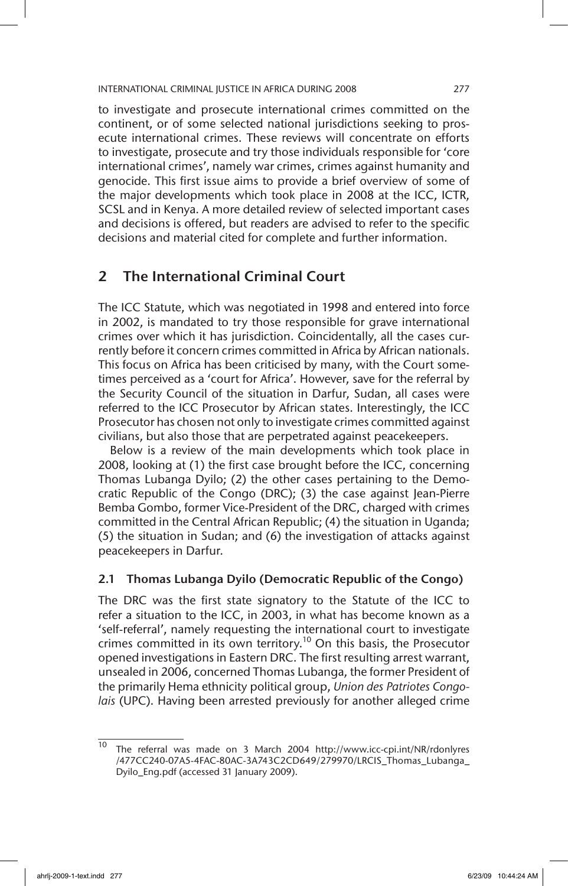to investigate and prosecute international crimes committed on the continent, or of some selected national jurisdictions seeking to prosecute international crimes. These reviews will concentrate on efforts to investigate, prosecute and try those individuals responsible for 'core international crimes', namely war crimes, crimes against humanity and genocide. This first issue aims to provide a brief overview of some of the major developments which took place in 2008 at the ICC, ICTR, SCSL and in Kenya. A more detailed review of selected important cases and decisions is offered, but readers are advised to refer to the specific decisions and material cited for complete and further information.

## 2 The International Criminal Court

The ICC Statute, which was negotiated in 1998 and entered into force in 2002, is mandated to try those responsible for grave international crimes over which it has jurisdiction. Coincidentally, all the cases currently before it concern crimes committed in Africa by African nationals. This focus on Africa has been criticised by many, with the Court sometimes perceived as a 'court for Africa'. However, save for the referral by the Security Council of the situation in Darfur, Sudan, all cases were referred to the ICC Prosecutor by African states. Interestingly, the ICC Prosecutor has chosen not only to investigate crimes committed against civilians, but also those that are perpetrated against peacekeepers.

Below is a review of the main developments which took place in 2008, looking at (1) the first case brought before the ICC, concerning Thomas Lubanga Dyilo; (2) the other cases pertaining to the Democratic Republic of the Congo (DRC); (3) the case against Jean-Pierre Bemba Gombo, former Vice-President of the DRC, charged with crimes committed in the Central African Republic; (4) the situation in Uganda; (5) the situation in Sudan; and (6) the investigation of attacks against peacekeepers in Darfur.

### 2.1 Thomas Lubanga Dyilo (Democratic Republic of the Congo)

The DRC was the first state signatory to the Statute of the ICC to refer a situation to the ICC, in 2003, in what has become known as a 'self-referral', namely requesting the international court to investigate crimes committed in its own territory.[10] On this basis, the Prosecutor opened investigations in Eastern DRC. The first resulting arrest warrant, unsealed in 2006, concerned Thomas Lubanga, the former President of the primarily Hema ethnicity political group, *Union des Patriotes Congolais* (UPC). Having been arrested previously for another alleged crime

---

[10] The referral was made on 3 March 2004 http://www.icc-cpi.int/NR/rdonlyres/477CC240-07A5-4FAC-80AC-3A743C2CD649/279970/LRCIS_Thomas_Lubanga_Dyilo_Eng.pdf (accessed 31 January 2009).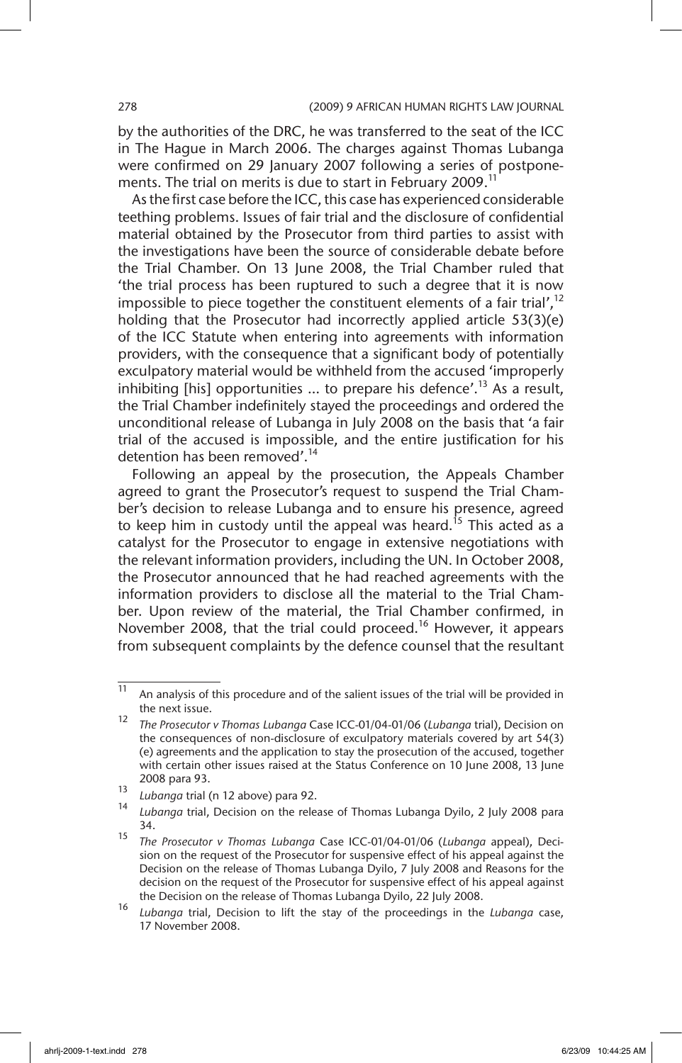by the authorities of the DRC, he was transferred to the seat of the ICC in The Hague in March 2006. The charges against Thomas Lubanga were confirmed on 29 January 2007 following a series of postponements. The trial on merits is due to start in February 2009.[11]

As the first case before the ICC, this case has experienced considerable teething problems. Issues of fair trial and the disclosure of confidential material obtained by the Prosecutor from third parties to assist with the investigations have been the source of considerable debate before the Trial Chamber. On 13 June 2008, the Trial Chamber ruled that 'the trial process has been ruptured to such a degree that it is now impossible to piece together the constituent elements of a fair trial',[12] holding that the Prosecutor had incorrectly applied article 53(3)(e) of the ICC Statute when entering into agreements with information providers, with the consequence that a significant body of potentially exculpatory material would be withheld from the accused 'improperly inhibiting [his] opportunities ... to prepare his defence'.[13] As a result, the Trial Chamber indefinitely stayed the proceedings and ordered the unconditional release of Lubanga in July 2008 on the basis that 'a fair trial of the accused is impossible, and the entire justification for his detention has been removed'.[14]

Following an appeal by the prosecution, the Appeals Chamber agreed to grant the Prosecutor's request to suspend the Trial Chamber's decision to release Lubanga and to ensure his presence, agreed to keep him in custody until the appeal was heard.[15] This acted as a catalyst for the Prosecutor to engage in extensive negotiations with the relevant information providers, including the UN. In October 2008, the Prosecutor announced that he had reached agreements with the information providers to disclose all the material to the Trial Chamber. Upon review of the material, the Trial Chamber confirmed, in November 2008, that the trial could proceed.[16] However, it appears from subsequent complaints by the defence counsel that the resultant

---

[11] An analysis of this procedure and of the salient issues of the trial will be provided in the next issue.

[12] *The Prosecutor v Thomas Lubanga* Case ICC-01/04-01/06 (*Lubanga* trial), Decision on the consequences of non-disclosure of exculpatory materials covered by art 54(3)(e) agreements and the application to stay the prosecution of the accused, together with certain other issues raised at the Status Conference on 10 June 2008, 13 June 2008 para 93.

[13] *Lubanga* trial (n 12 above) para 92.

[14] *Lubanga* trial, Decision on the release of Thomas Lubanga Dyilo, 2 July 2008 para 34.

[15] *The Prosecutor v Thomas Lubanga* Case ICC-01/04-01/06 (*Lubanga* appeal), Decision on the request of the Prosecutor for suspensive effect of his appeal against the Decision on the release of Thomas Lubanga Dyilo, 7 July 2008 and Reasons for the decision on the request of the Prosecutor for suspensive effect of his appeal against the Decision on the release of Thomas Lubanga Dyilo, 22 July 2008.

[16] *Lubanga* trial, Decision to lift the stay of the proceedings in the *Lubanga* case, 17 November 2008.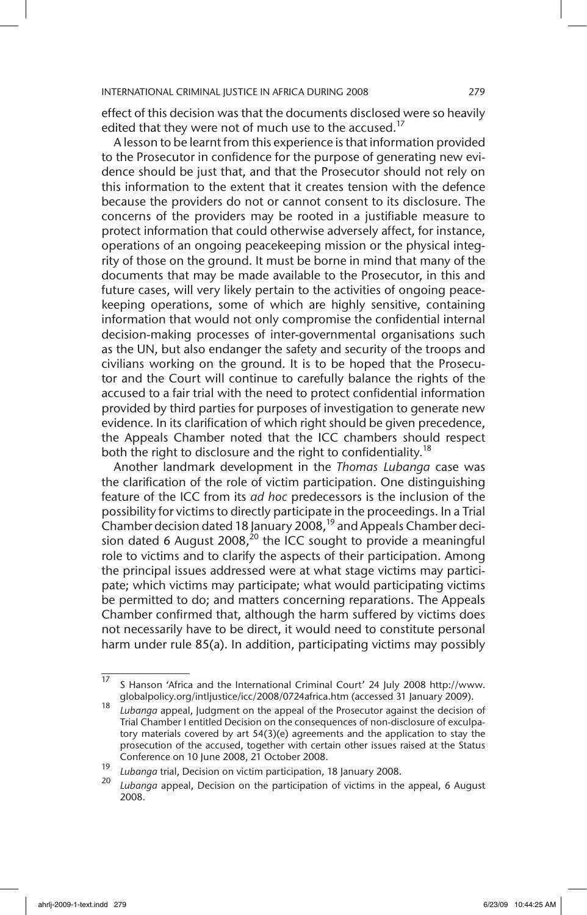effect of this decision was that the documents disclosed were so heavily edited that they were not of much use to the accused.[17]

A lesson to be learnt from this experience is that information provided to the Prosecutor in confidence for the purpose of generating new evidence should be just that, and that the Prosecutor should not rely on this information to the extent that it creates tension with the defence because the providers do not or cannot consent to its disclosure. The concerns of the providers may be rooted in a justifiable measure to protect information that could otherwise adversely affect, for instance, operations of an ongoing peacekeeping mission or the physical integrity of those on the ground. It must be borne in mind that many of the documents that may be made available to the Prosecutor, in this and future cases, will very likely pertain to the activities of ongoing peacekeeping operations, some of which are highly sensitive, containing information that would not only compromise the confidential internal decision-making processes of inter-governmental organisations such as the UN, but also endanger the safety and security of the troops and civilians working on the ground. It is to be hoped that the Prosecutor and the Court will continue to carefully balance the rights of the accused to a fair trial with the need to protect confidential information provided by third parties for purposes of investigation to generate new evidence. In its clarification of which right should be given precedence, the Appeals Chamber noted that the ICC chambers should respect both the right to disclosure and the right to confidentiality.[18]

Another landmark development in the *Thomas Lubanga* case was the clarification of the role of victim participation. One distinguishing feature of the ICC from its *ad hoc* predecessors is the inclusion of the possibility for victims to directly participate in the proceedings. In a Trial Chamber decision dated 18 January 2008,[19] and Appeals Chamber decision dated 6 August 2008,[20] the ICC sought to provide a meaningful role to victims and to clarify the aspects of their participation. Among the principal issues addressed were at what stage victims may participate; which victims may participate; what would participating victims be permitted to do; and matters concerning reparations. The Appeals Chamber confirmed that, although the harm suffered by victims does not necessarily have to be direct, it would need to constitute personal harm under rule 85(a). In addition, participating victims may possibly

---

[17] S Hanson 'Africa and the International Criminal Court' 24 July 2008 http://www.globalpolicy.org/intljustice/icc/2008/0724africa.htm (accessed 31 January 2009).

[18] *Lubanga* appeal, Judgment on the appeal of the Prosecutor against the decision of Trial Chamber I entitled Decision on the consequences of non-disclosure of exculpatory materials covered by art 54(3)(e) agreements and the application to stay the prosecution of the accused, together with certain other issues raised at the Status Conference on 10 June 2008, 21 October 2008.

[19] *Lubanga* trial, Decision on victim participation, 18 January 2008.

[20] *Lubanga* appeal, Decision on the participation of victims in the appeal, 6 August 2008.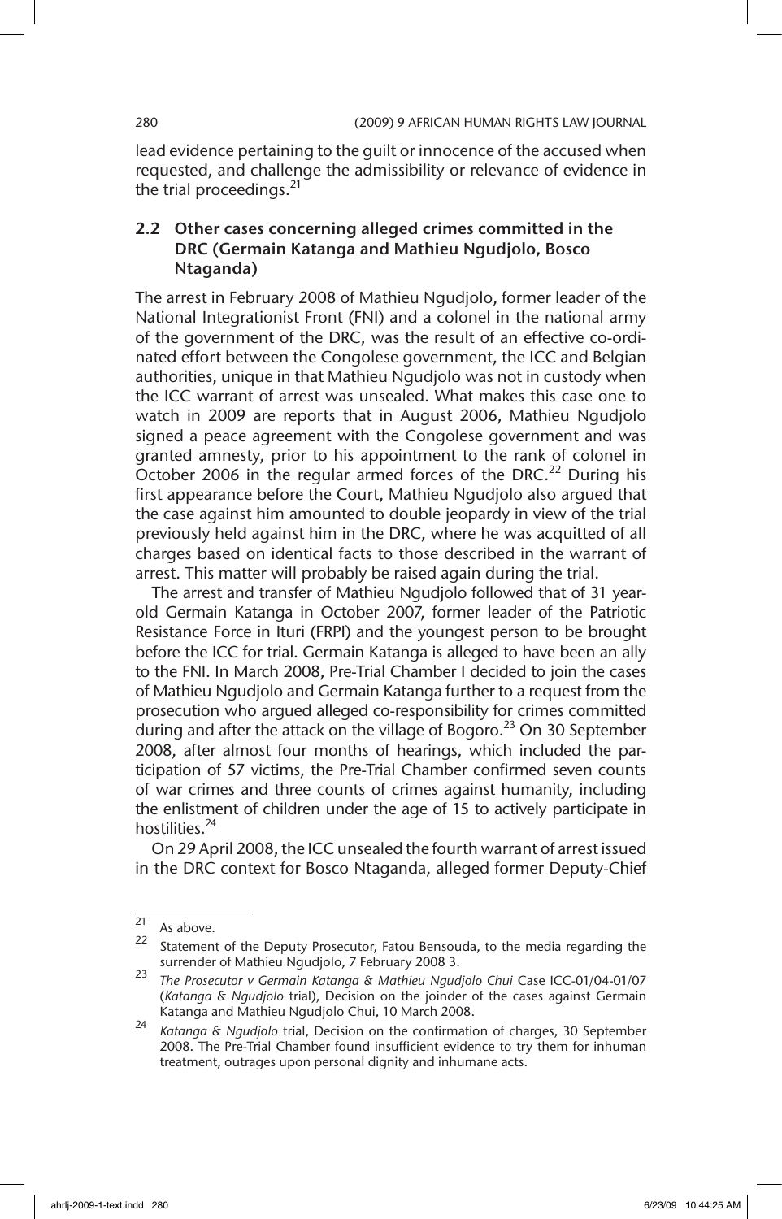lead evidence pertaining to the guilt or innocence of the accused when requested, and challenge the admissibility or relevance of evidence in the trial proceedings.[21]

### 2.2 Other cases concerning alleged crimes committed in the DRC (Germain Katanga and Mathieu Ngudjolo, Bosco Ntaganda)

The arrest in February 2008 of Mathieu Ngudjolo, former leader of the National Integrationist Front (FNI) and a colonel in the national army of the government of the DRC, was the result of an effective co-ordinated effort between the Congolese government, the ICC and Belgian authorities, unique in that Mathieu Ngudjolo was not in custody when the ICC warrant of arrest was unsealed. What makes this case one to watch in 2009 are reports that in August 2006, Mathieu Ngudjolo signed a peace agreement with the Congolese government and was granted amnesty, prior to his appointment to the rank of colonel in October 2006 in the regular armed forces of the DRC.[22] During his first appearance before the Court, Mathieu Ngudjolo also argued that the case against him amounted to double jeopardy in view of the trial previously held against him in the DRC, where he was acquitted of all charges based on identical facts to those described in the warrant of arrest. This matter will probably be raised again during the trial.

The arrest and transfer of Mathieu Ngudjolo followed that of 31 year-old Germain Katanga in October 2007, former leader of the Patriotic Resistance Force in Ituri (FRPI) and the youngest person to be brought before the ICC for trial. Germain Katanga is alleged to have been an ally to the FNI. In March 2008, Pre-Trial Chamber I decided to join the cases of Mathieu Ngudjolo and Germain Katanga further to a request from the prosecution who argued alleged co-responsibility for crimes committed during and after the attack on the village of Bogoro.[23] On 30 September 2008, after almost four months of hearings, which included the participation of 57 victims, the Pre-Trial Chamber confirmed seven counts of war crimes and three counts of crimes against humanity, including the enlistment of children under the age of 15 to actively participate in hostilities.[24]

On 29 April 2008, the ICC unsealed the fourth warrant of arrest issued in the DRC context for Bosco Ntaganda, alleged former Deputy-Chief

---

[21] As above.

[22] Statement of the Deputy Prosecutor, Fatou Bensouda, to the media regarding the surrender of Mathieu Ngudjolo, 7 February 2008 3.

[23] *The Prosecutor v Germain Katanga & Mathieu Ngudjolo Chui* Case ICC-01/04-01/07 (*Katanga & Ngudjolo* trial), Decision on the joinder of the cases against Germain Katanga and Mathieu Ngudjolo Chui, 10 March 2008.

[24] *Katanga & Ngudjolo* trial, Decision on the confirmation of charges, 30 September 2008. The Pre-Trial Chamber found insufficient evidence to try them for inhuman treatment, outrages upon personal dignity and inhumane acts.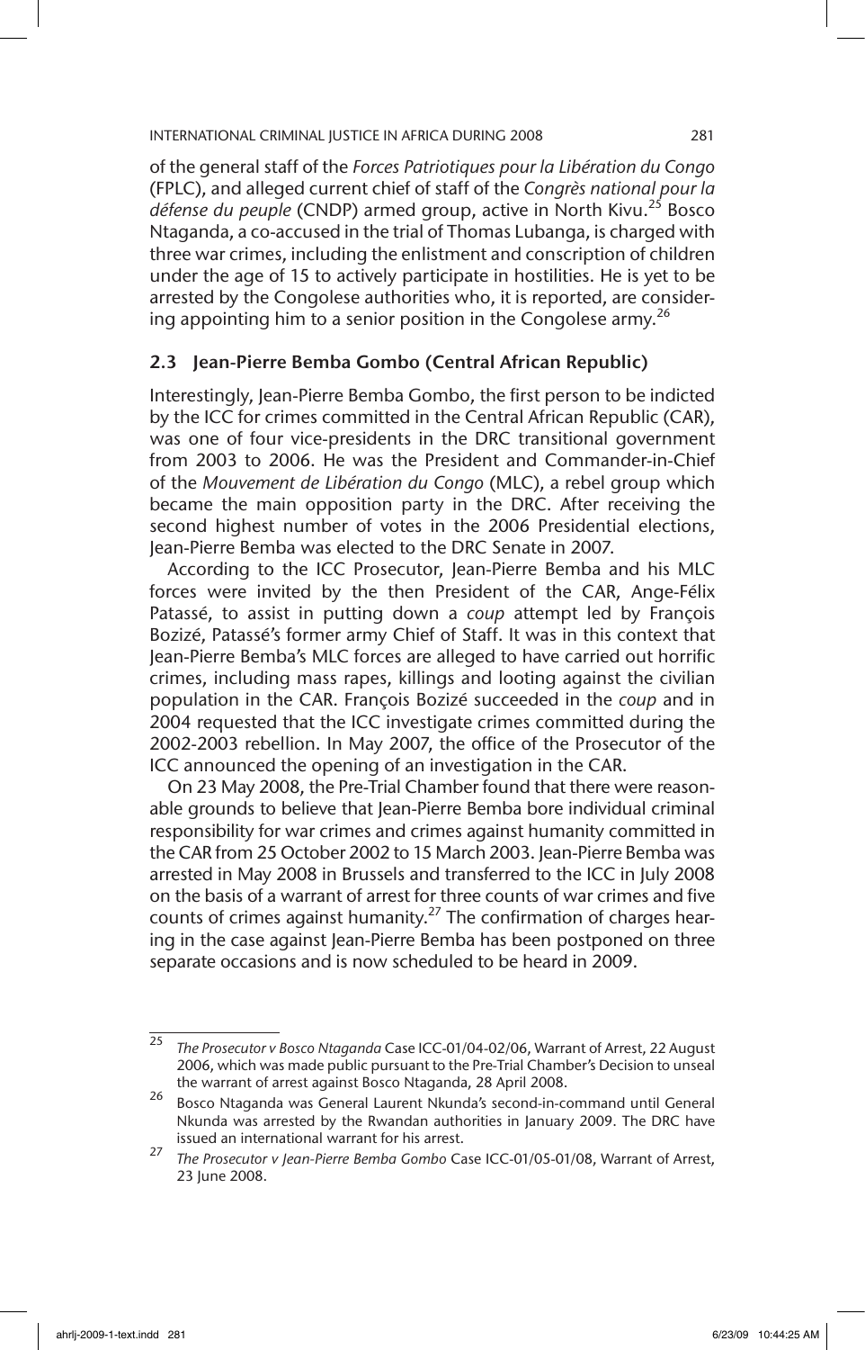of the general staff of the *Forces Patriotiques pour la Libération du Congo* (FPLC), and alleged current chief of staff of the *Congrès national pour la défense du peuple* (CNDP) armed group, active in North Kivu.[25] Bosco Ntaganda, a co-accused in the trial of Thomas Lubanga, is charged with three war crimes, including the enlistment and conscription of children under the age of 15 to actively participate in hostilities. He is yet to be arrested by the Congolese authorities who, it is reported, are considering appointing him to a senior position in the Congolese army.[26]

### 2.3 Jean-Pierre Bemba Gombo (Central African Republic)

Interestingly, Jean-Pierre Bemba Gombo, the first person to be indicted by the ICC for crimes committed in the Central African Republic (CAR), was one of four vice-presidents in the DRC transitional government from 2003 to 2006. He was the President and Commander-in-Chief of the *Mouvement de Libération du Congo* (MLC), a rebel group which became the main opposition party in the DRC. After receiving the second highest number of votes in the 2006 Presidential elections, Jean-Pierre Bemba was elected to the DRC Senate in 2007.

According to the ICC Prosecutor, Jean-Pierre Bemba and his MLC forces were invited by the then President of the CAR, Ange-Félix Patassé, to assist in putting down a *coup* attempt led by François Bozizé, Patassé's former army Chief of Staff. It was in this context that Jean-Pierre Bemba's MLC forces are alleged to have carried out horrific crimes, including mass rapes, killings and looting against the civilian population in the CAR. François Bozizé succeeded in the *coup* and in 2004 requested that the ICC investigate crimes committed during the 2002-2003 rebellion. In May 2007, the office of the Prosecutor of the ICC announced the opening of an investigation in the CAR.

On 23 May 2008, the Pre-Trial Chamber found that there were reasonable grounds to believe that Jean-Pierre Bemba bore individual criminal responsibility for war crimes and crimes against humanity committed in the CAR from 25 October 2002 to 15 March 2003. Jean-Pierre Bemba was arrested in May 2008 in Brussels and transferred to the ICC in July 2008 on the basis of a warrant of arrest for three counts of war crimes and five counts of crimes against humanity.[27] The confirmation of charges hearing in the case against Jean-Pierre Bemba has been postponed on three separate occasions and is now scheduled to be heard in 2009.

---

[25] *The Prosecutor v Bosco Ntaganda* Case ICC-01/04-02/06, Warrant of Arrest, 22 August 2006, which was made public pursuant to the Pre-Trial Chamber's Decision to unseal the warrant of arrest against Bosco Ntaganda, 28 April 2008.

[26] Bosco Ntaganda was General Laurent Nkunda's second-in-command until General Nkunda was arrested by the Rwandan authorities in January 2009. The DRC have issued an international warrant for his arrest.

[27] *The Prosecutor v Jean-Pierre Bemba Gombo* Case ICC-01/05-01/08, Warrant of Arrest, 23 June 2008.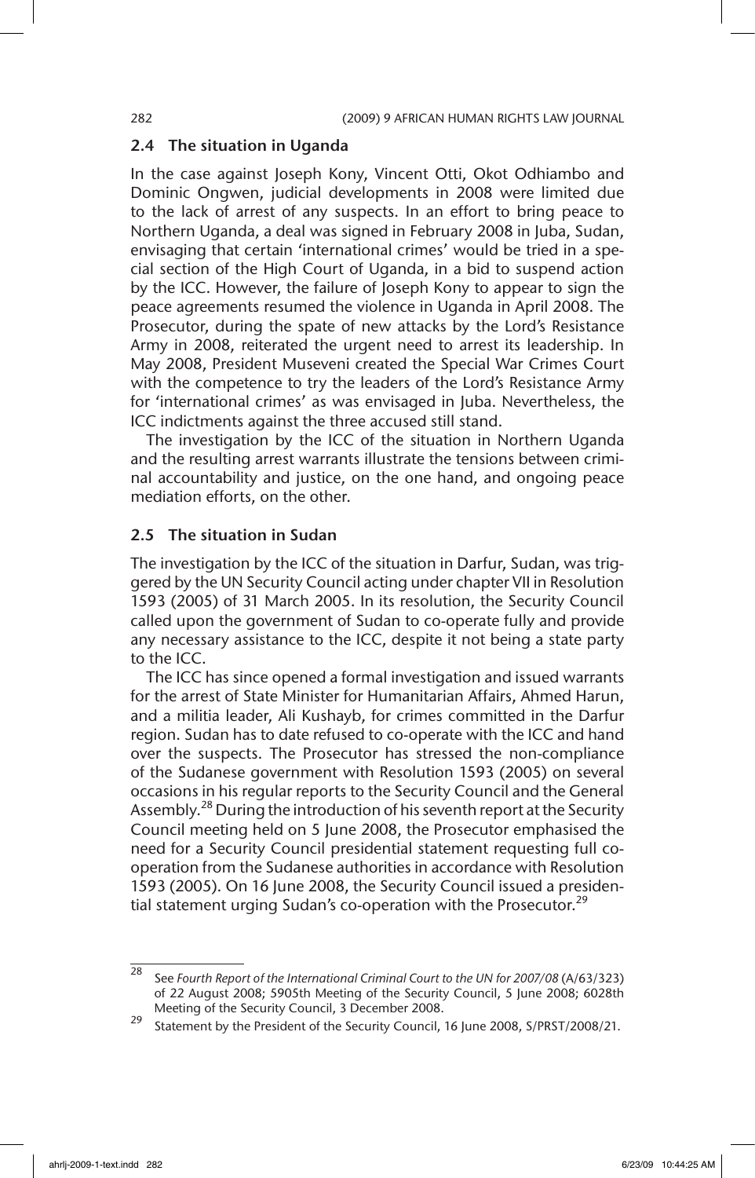### 2.4 The situation in Uganda

In the case against Joseph Kony, Vincent Otti, Okot Odhiambo and Dominic Ongwen, judicial developments in 2008 were limited due to the lack of arrest of any suspects. In an effort to bring peace to Northern Uganda, a deal was signed in February 2008 in Juba, Sudan, envisaging that certain 'international crimes' would be tried in a special section of the High Court of Uganda, in a bid to suspend action by the ICC. However, the failure of Joseph Kony to appear to sign the peace agreements resumed the violence in Uganda in April 2008. The Prosecutor, during the spate of new attacks by the Lord's Resistance Army in 2008, reiterated the urgent need to arrest its leadership. In May 2008, President Museveni created the Special War Crimes Court with the competence to try the leaders of the Lord's Resistance Army for 'international crimes' as was envisaged in Juba. Nevertheless, the ICC indictments against the three accused still stand.

The investigation by the ICC of the situation in Northern Uganda and the resulting arrest warrants illustrate the tensions between criminal accountability and justice, on the one hand, and ongoing peace mediation efforts, on the other.

### 2.5 The situation in Sudan

The investigation by the ICC of the situation in Darfur, Sudan, was triggered by the UN Security Council acting under chapter VII in Resolution 1593 (2005) of 31 March 2005. In its resolution, the Security Council called upon the government of Sudan to co-operate fully and provide any necessary assistance to the ICC, despite it not being a state party to the ICC.

The ICC has since opened a formal investigation and issued warrants for the arrest of State Minister for Humanitarian Affairs, Ahmed Harun, and a militia leader, Ali Kushayb, for crimes committed in the Darfur region. Sudan has to date refused to co-operate with the ICC and hand over the suspects. The Prosecutor has stressed the non-compliance of the Sudanese government with Resolution 1593 (2005) on several occasions in his regular reports to the Security Council and the General Assembly.[28] During the introduction of his seventh report at the Security Council meeting held on 5 June 2008, the Prosecutor emphasised the need for a Security Council presidential statement requesting full co-operation from the Sudanese authorities in accordance with Resolution 1593 (2005). On 16 June 2008, the Security Council issued a presidential statement urging Sudan's co-operation with the Prosecutor.[29]

---

[28] See *Fourth Report of the International Criminal Court to the UN for 2007/08* (A/63/323) of 22 August 2008; 5905th Meeting of the Security Council, 5 June 2008; 6028th Meeting of the Security Council, 3 December 2008.

[29] Statement by the President of the Security Council, 16 June 2008, S/PRST/2008/21.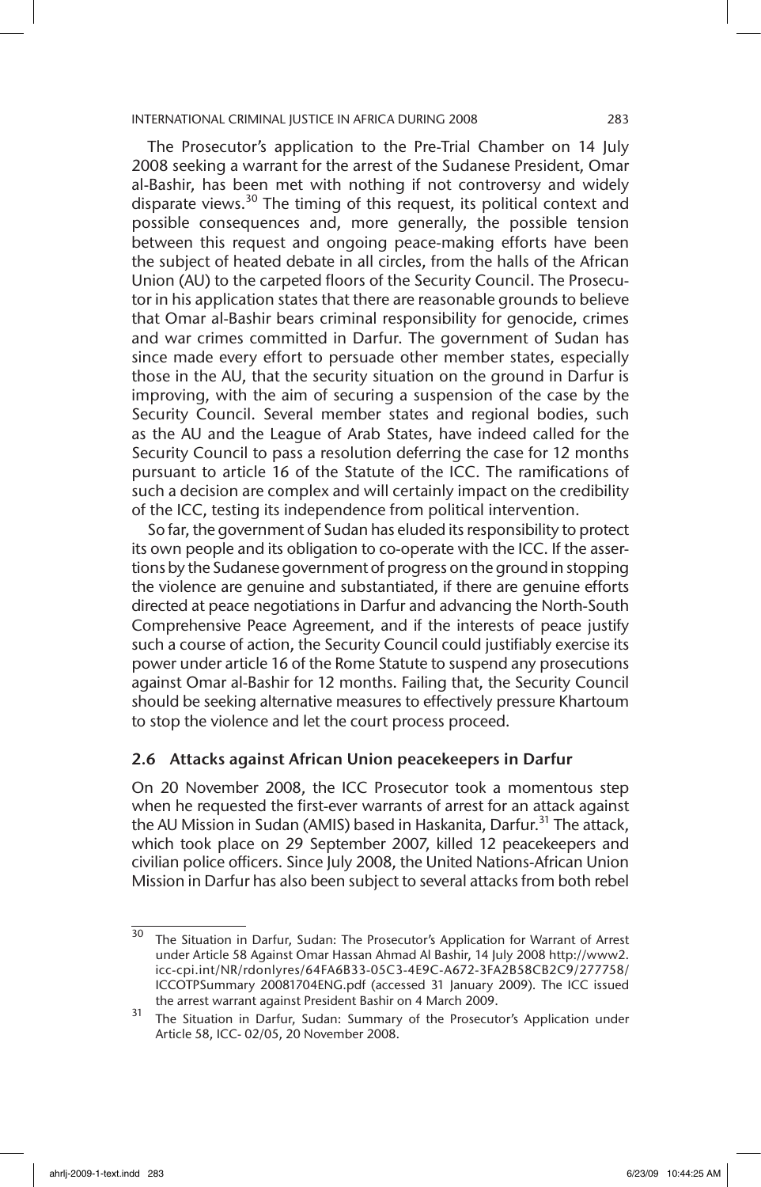The Prosecutor's application to the Pre-Trial Chamber on 14 July 2008 seeking a warrant for the arrest of the Sudanese President, Omar al-Bashir, has been met with nothing if not controversy and widely disparate views.[30] The timing of this request, its political context and possible consequences and, more generally, the possible tension between this request and ongoing peace-making efforts have been the subject of heated debate in all circles, from the halls of the African Union (AU) to the carpeted floors of the Security Council. The Prosecutor in his application states that there are reasonable grounds to believe that Omar al-Bashir bears criminal responsibility for genocide, crimes and war crimes committed in Darfur. The government of Sudan has since made every effort to persuade other member states, especially those in the AU, that the security situation on the ground in Darfur is improving, with the aim of securing a suspension of the case by the Security Council. Several member states and regional bodies, such as the AU and the League of Arab States, have indeed called for the Security Council to pass a resolution deferring the case for 12 months pursuant to article 16 of the Statute of the ICC. The ramifications of such a decision are complex and will certainly impact on the credibility of the ICC, testing its independence from political intervention.

So far, the government of Sudan has eluded its responsibility to protect its own people and its obligation to co-operate with the ICC. If the assertions by the Sudanese government of progress on the ground in stopping the violence are genuine and substantiated, if there are genuine efforts directed at peace negotiations in Darfur and advancing the North-South Comprehensive Peace Agreement, and if the interests of peace justify such a course of action, the Security Council could justifiably exercise its power under article 16 of the Rome Statute to suspend any prosecutions against Omar al-Bashir for 12 months. Failing that, the Security Council should be seeking alternative measures to effectively pressure Khartoum to stop the violence and let the court process proceed.

### 2.6 Attacks against African Union peacekeepers in Darfur

On 20 November 2008, the ICC Prosecutor took a momentous step when he requested the first-ever warrants of arrest for an attack against the AU Mission in Sudan (AMIS) based in Haskanita, Darfur.[31] The attack, which took place on 29 September 2007, killed 12 peacekeepers and civilian police officers. Since July 2008, the United Nations-African Union Mission in Darfur has also been subject to several attacks from both rebel

---

[30] The Situation in Darfur, Sudan: The Prosecutor's Application for Warrant of Arrest under Article 58 Against Omar Hassan Ahmad Al Bashir, 14 July 2008 http://www2.icc-cpi.int/NR/rdonlyres/64FA6B33-05C3-4E9C-A672-3FA2B58CB2C9/277758/ICCOTPSummary 20081704ENG.pdf (accessed 31 January 2009). The ICC issued the arrest warrant against President Bashir on 4 March 2009.

[31] The Situation in Darfur, Sudan: Summary of the Prosecutor's Application under Article 58, ICC- 02/05, 20 November 2008.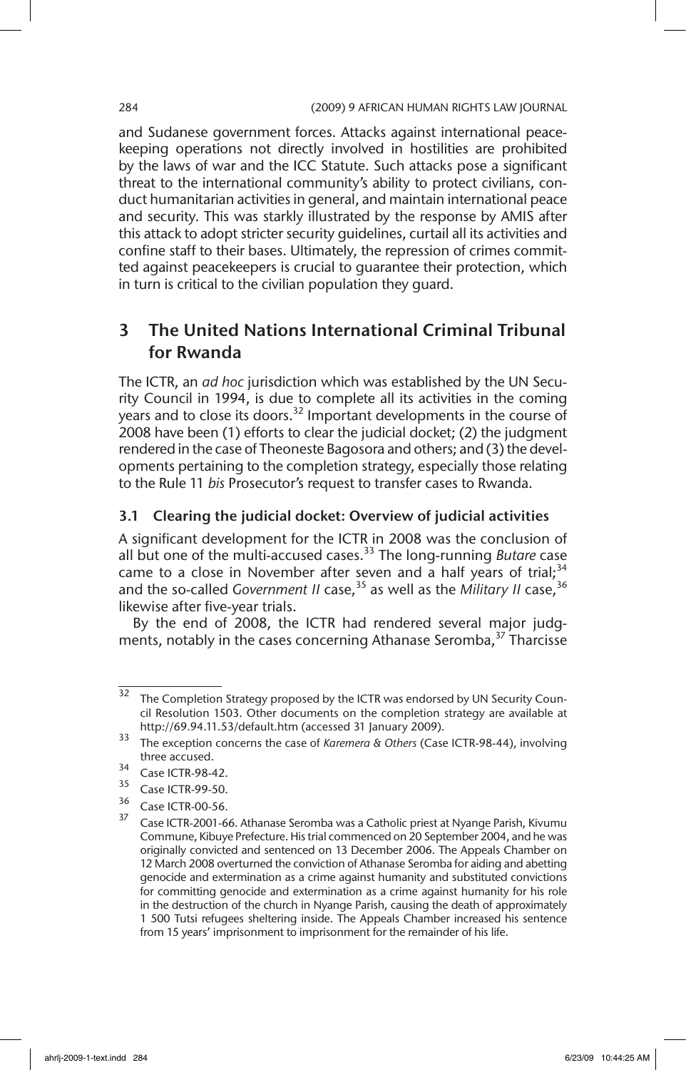and Sudanese government forces. Attacks against international peacekeeping operations not directly involved in hostilities are prohibited by the laws of war and the ICC Statute. Such attacks pose a significant threat to the international community's ability to protect civilians, conduct humanitarian activities in general, and maintain international peace and security. This was starkly illustrated by the response by AMIS after this attack to adopt stricter security guidelines, curtail all its activities and confine staff to their bases. Ultimately, the repression of crimes committed against peacekeepers is crucial to guarantee their protection, which in turn is critical to the civilian population they guard.

## 3 The United Nations International Criminal Tribunal for Rwanda

The ICTR, an *ad hoc* jurisdiction which was established by the UN Security Council in 1994, is due to complete all its activities in the coming years and to close its doors.[32] Important developments in the course of 2008 have been (1) efforts to clear the judicial docket; (2) the judgment rendered in the case of Theoneste Bagosora and others; and (3) the developments pertaining to the completion strategy, especially those relating to the Rule 11 *bis* Prosecutor's request to transfer cases to Rwanda.

### 3.1 Clearing the judicial docket: Overview of judicial activities

A significant development for the ICTR in 2008 was the conclusion of all but one of the multi-accused cases.[33] The long-running *Butare* case came to a close in November after seven and a half years of trial;[34] and the so-called *Government II* case,[35] as well as the *Military II* case,[36] likewise after five-year trials.

By the end of 2008, the ICTR had rendered several major judgments, notably in the cases concerning Athanase Seromba,[37] Tharcisse

---

[32] The Completion Strategy proposed by the ICTR was endorsed by UN Security Council Resolution 1503. Other documents on the completion strategy are available at http://69.94.11.53/default.htm (accessed 31 January 2009).

[33] The exception concerns the case of *Karemera & Others* (Case ICTR-98-44), involving three accused.

[34] Case ICTR-98-42.

[35] Case ICTR-99-50.

[36] Case ICTR-00-56.

[37] Case ICTR-2001-66. Athanase Seromba was a Catholic priest at Nyange Parish, Kivumu Commune, Kibuye Prefecture. His trial commenced on 20 September 2004, and he was originally convicted and sentenced on 13 December 2006. The Appeals Chamber on 12 March 2008 overturned the conviction of Athanase Seromba for aiding and abetting genocide and extermination as a crime against humanity and substituted convictions for committing genocide and extermination as a crime against humanity for his role in the destruction of the church in Nyange Parish, causing the death of approximately 1 500 Tutsi refugees sheltering inside. The Appeals Chamber increased his sentence from 15 years' imprisonment to imprisonment for the remainder of his life.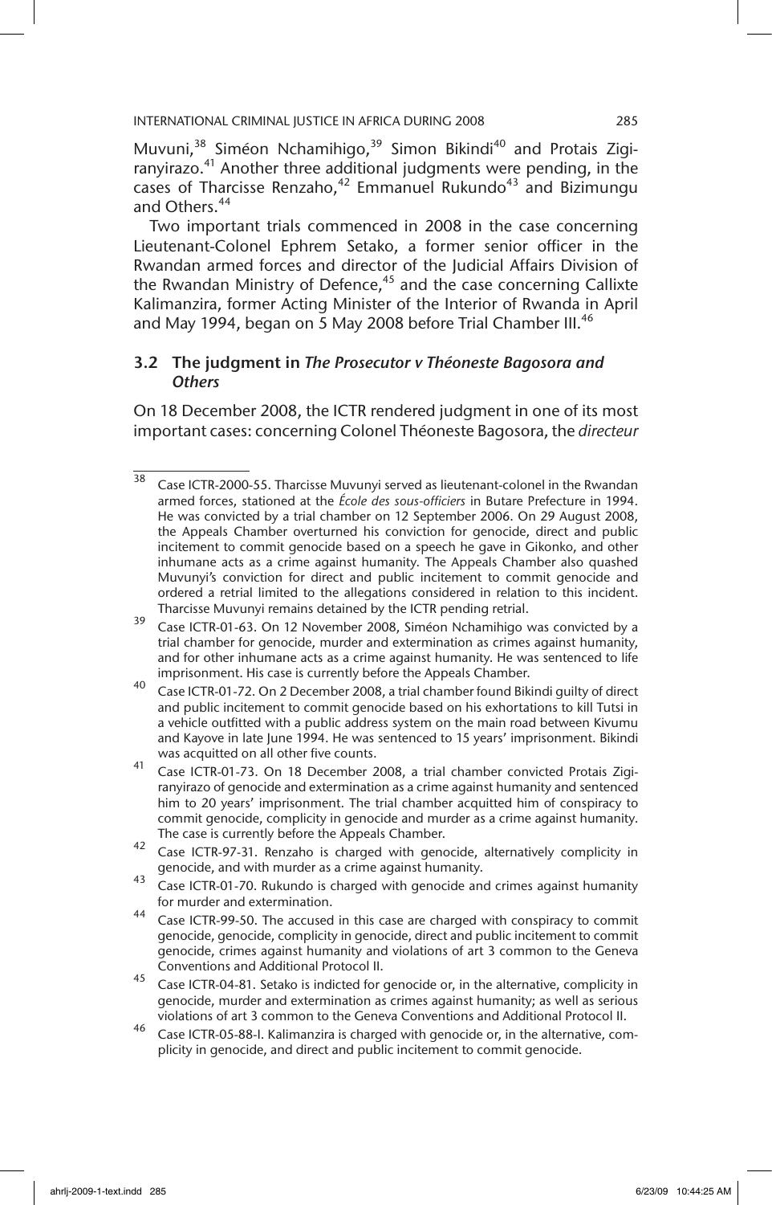Muvuni,[38] Siméon Nchamihigo,[39] Simon Bikindi[40] and Protais Zigiranyirazo.[41] Another three additional judgments were pending, in the cases of Tharcisse Renzaho,[42] Emmanuel Rukundo[43] and Bizimungu and Others.[44]

Two important trials commenced in 2008 in the case concerning Lieutenant-Colonel Ephrem Setako, a former senior officer in the Rwandan armed forces and director of the Judicial Affairs Division of the Rwandan Ministry of Defence,[45] and the case concerning Callixte Kalimanzira, former Acting Minister of the Interior of Rwanda in April and May 1994, began on 5 May 2008 before Trial Chamber III.[46]

### 3.2 The judgment in *The Prosecutor v Théoneste Bagosora and Others*

On 18 December 2008, the ICTR rendered judgment in one of its most important cases: concerning Colonel Théoneste Bagosora, the *directeur*

---

[38] Case ICTR-2000-55. Tharcisse Muvunyi served as lieutenant-colonel in the Rwandan armed forces, stationed at the *École des sous-officiers* in Butare Prefecture in 1994. He was convicted by a trial chamber on 12 September 2006. On 29 August 2008, the Appeals Chamber overturned his conviction for genocide, direct and public incitement to commit genocide based on a speech he gave in Gikonko, and other inhumane acts as a crime against humanity. The Appeals Chamber also quashed Muvunyi's conviction for direct and public incitement to commit genocide and ordered a retrial limited to the allegations considered in relation to this incident. Tharcisse Muvunyi remains detained by the ICTR pending retrial.

[39] Case ICTR-01-63. On 12 November 2008, Siméon Nchamihigo was convicted by a trial chamber for genocide, murder and extermination as crimes against humanity, and for other inhumane acts as a crime against humanity. He was sentenced to life imprisonment. His case is currently before the Appeals Chamber.

[40] Case ICTR-01-72. On 2 December 2008, a trial chamber found Bikindi guilty of direct and public incitement to commit genocide based on his exhortations to kill Tutsi in a vehicle outfitted with a public address system on the main road between Kivumu and Kayove in late June 1994. He was sentenced to 15 years' imprisonment. Bikindi was acquitted on all other five counts.

[41] Case ICTR-01-73. On 18 December 2008, a trial chamber convicted Protais Zigiranyirazo of genocide and extermination as a crime against humanity and sentenced him to 20 years' imprisonment. The trial chamber acquitted him of conspiracy to commit genocide, complicity in genocide and murder as a crime against humanity. The case is currently before the Appeals Chamber.

[42] Case ICTR-97-31. Renzaho is charged with genocide, alternatively complicity in genocide, and with murder as a crime against humanity.

[43] Case ICTR-01-70. Rukundo is charged with genocide and crimes against humanity for murder and extermination.

[44] Case ICTR-99-50. The accused in this case are charged with conspiracy to commit genocide, genocide, complicity in genocide, direct and public incitement to commit genocide, crimes against humanity and violations of art 3 common to the Geneva Conventions and Additional Protocol II.

[45] Case ICTR-04-81. Setako is indicted for genocide or, in the alternative, complicity in genocide, murder and extermination as crimes against humanity; as well as serious violations of art 3 common to the Geneva Conventions and Additional Protocol II.

[46] Case ICTR-05-88-I. Kalimanzira is charged with genocide or, in the alternative, complicity in genocide, and direct and public incitement to commit genocide.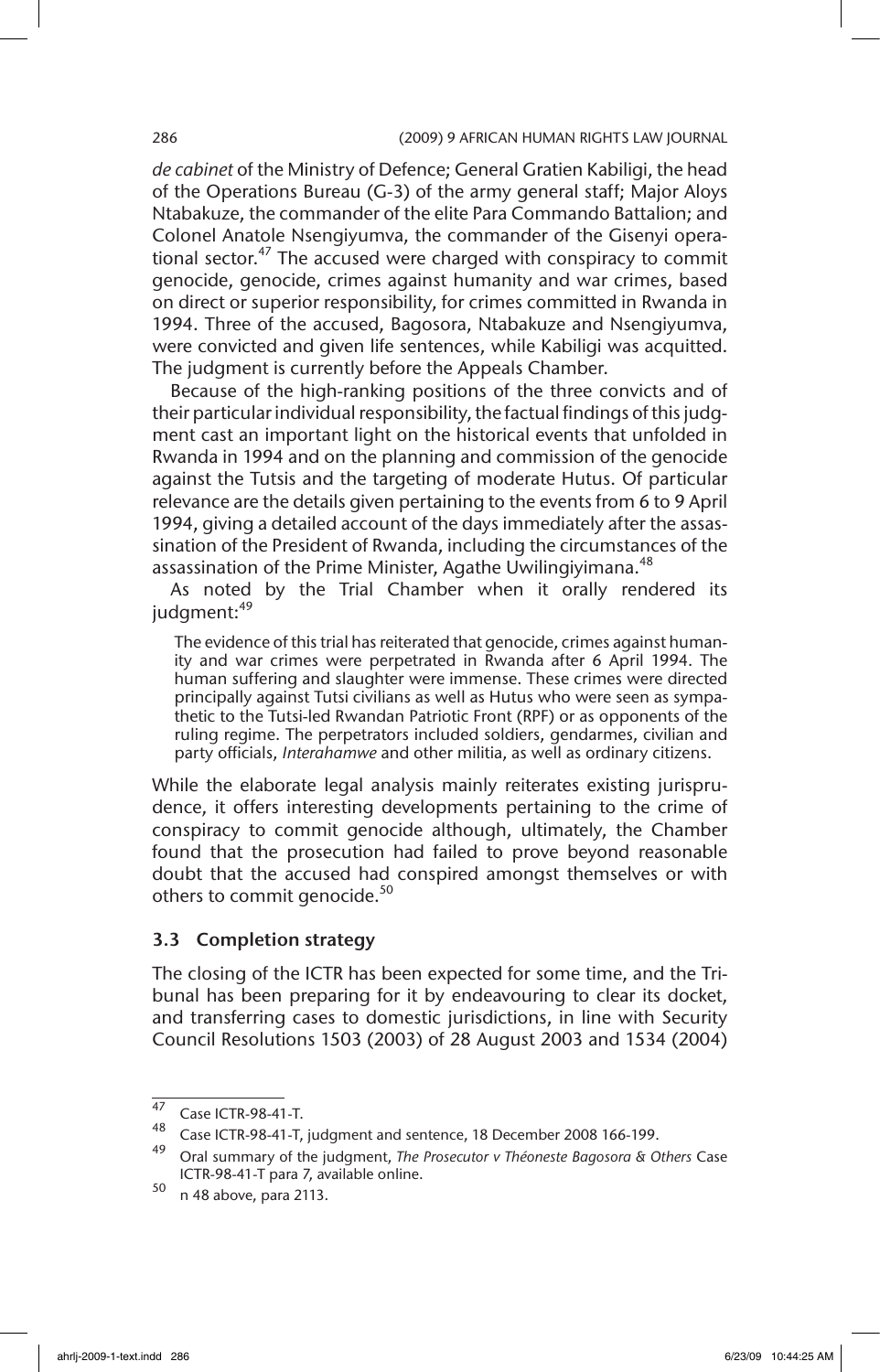*de cabinet* of the Ministry of Defence; General Gratien Kabiligi, the head of the Operations Bureau (G-3) of the army general staff; Major Aloys Ntabakuze, the commander of the elite Para Commando Battalion; and Colonel Anatole Nsengiyumva, the commander of the Gisenyi operational sector.[47] The accused were charged with conspiracy to commit genocide, genocide, crimes against humanity and war crimes, based on direct or superior responsibility, for crimes committed in Rwanda in 1994. Three of the accused, Bagosora, Ntabakuze and Nsengiyumva, were convicted and given life sentences, while Kabiligi was acquitted. The judgment is currently before the Appeals Chamber.

Because of the high-ranking positions of the three convicts and of their particular individual responsibility, the factual findings of this judgment cast an important light on the historical events that unfolded in Rwanda in 1994 and on the planning and commission of the genocide against the Tutsis and the targeting of moderate Hutus. Of particular relevance are the details given pertaining to the events from 6 to 9 April 1994, giving a detailed account of the days immediately after the assassination of the President of Rwanda, including the circumstances of the assassination of the Prime Minister, Agathe Uwilingiyimana.[48]

As noted by the Trial Chamber when it orally rendered its judgment:[49]

> The evidence of this trial has reiterated that genocide, crimes against humanity and war crimes were perpetrated in Rwanda after 6 April 1994. The human suffering and slaughter were immense. These crimes were directed principally against Tutsi civilians as well as Hutus who were seen as sympathetic to the Tutsi-led Rwandan Patriotic Front (RPF) or as opponents of the ruling regime. The perpetrators included soldiers, gendarmes, civilian and party officials, *Interahamwe* and other militia, as well as ordinary citizens.

While the elaborate legal analysis mainly reiterates existing jurisprudence, it offers interesting developments pertaining to the crime of conspiracy to commit genocide although, ultimately, the Chamber found that the prosecution had failed to prove beyond reasonable doubt that the accused had conspired amongst themselves or with others to commit genocide.[50]

### 3.3 Completion strategy

The closing of the ICTR has been expected for some time, and the Tribunal has been preparing for it by endeavouring to clear its docket, and transferring cases to domestic jurisdictions, in line with Security Council Resolutions 1503 (2003) of 28 August 2003 and 1534 (2004)

---

[47] Case ICTR-98-41-T.

[48] Case ICTR-98-41-T, judgment and sentence, 18 December 2008 166-199.

[49] Oral summary of the judgment, *The Prosecutor v Théoneste Bagosora & Others* Case ICTR-98-41-T para 7, available online.

[50] n 48 above, para 2113.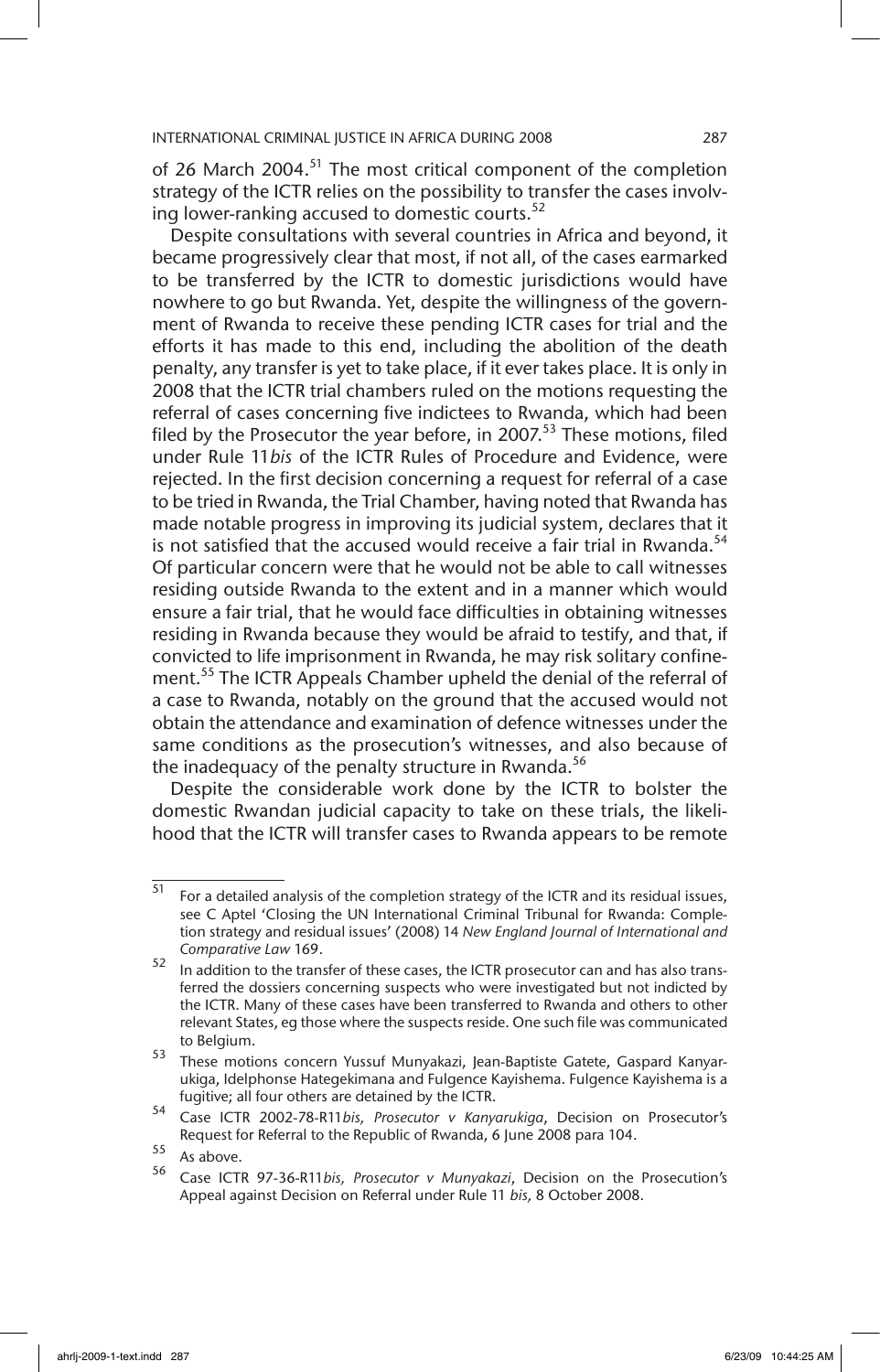of 26 March 2004.[51] The most critical component of the completion strategy of the ICTR relies on the possibility to transfer the cases involving lower-ranking accused to domestic courts.[52]

Despite consultations with several countries in Africa and beyond, it became progressively clear that most, if not all, of the cases earmarked to be transferred by the ICTR to domestic jurisdictions would have nowhere to go but Rwanda. Yet, despite the willingness of the government of Rwanda to receive these pending ICTR cases for trial and the efforts it has made to this end, including the abolition of the death penalty, any transfer is yet to take place, if it ever takes place. It is only in 2008 that the ICTR trial chambers ruled on the motions requesting the referral of cases concerning five indictees to Rwanda, which had been filed by the Prosecutor the year before, in 2007.[53] These motions, filed under Rule 11*bis* of the ICTR Rules of Procedure and Evidence, were rejected. In the first decision concerning a request for referral of a case to be tried in Rwanda, the Trial Chamber, having noted that Rwanda has made notable progress in improving its judicial system, declares that it is not satisfied that the accused would receive a fair trial in Rwanda.[54] Of particular concern were that he would not be able to call witnesses residing outside Rwanda to the extent and in a manner which would ensure a fair trial, that he would face difficulties in obtaining witnesses residing in Rwanda because they would be afraid to testify, and that, if convicted to life imprisonment in Rwanda, he may risk solitary confinement.[55] The ICTR Appeals Chamber upheld the denial of the referral of a case to Rwanda, notably on the ground that the accused would not obtain the attendance and examination of defence witnesses under the same conditions as the prosecution's witnesses, and also because of the inadequacy of the penalty structure in Rwanda.[56]

Despite the considerable work done by the ICTR to bolster the domestic Rwandan judicial capacity to take on these trials, the likelihood that the ICTR will transfer cases to Rwanda appears to be remote

---

[51] For a detailed analysis of the completion strategy of the ICTR and its residual issues, see C Aptel 'Closing the UN International Criminal Tribunal for Rwanda: Completion strategy and residual issues' (2008) 14 *New England Journal of International and Comparative Law* 169.

[52] In addition to the transfer of these cases, the ICTR prosecutor can and has also transferred the dossiers concerning suspects who were investigated but not indicted by the ICTR. Many of these cases have been transferred to Rwanda and others to other relevant States, eg those where the suspects reside. One such file was communicated to Belgium.

[53] These motions concern Yussuf Munyakazi, Jean-Baptiste Gatete, Gaspard Kanyarukiga, Idelphonse Hategekimana and Fulgence Kayishema. Fulgence Kayishema is a fugitive; all four others are detained by the ICTR.

[54] Case ICTR 2002-78-R11*bis*, *Prosecutor v Kanyarukiga*, Decision on Prosecutor's Request for Referral to the Republic of Rwanda, 6 June 2008 para 104.

[55] As above.

[56] Case ICTR 97-36-R11*bis*, *Prosecutor v Munyakazi*, Decision on the Prosecution's Appeal against Decision on Referral under Rule 11 *bis*, 8 October 2008.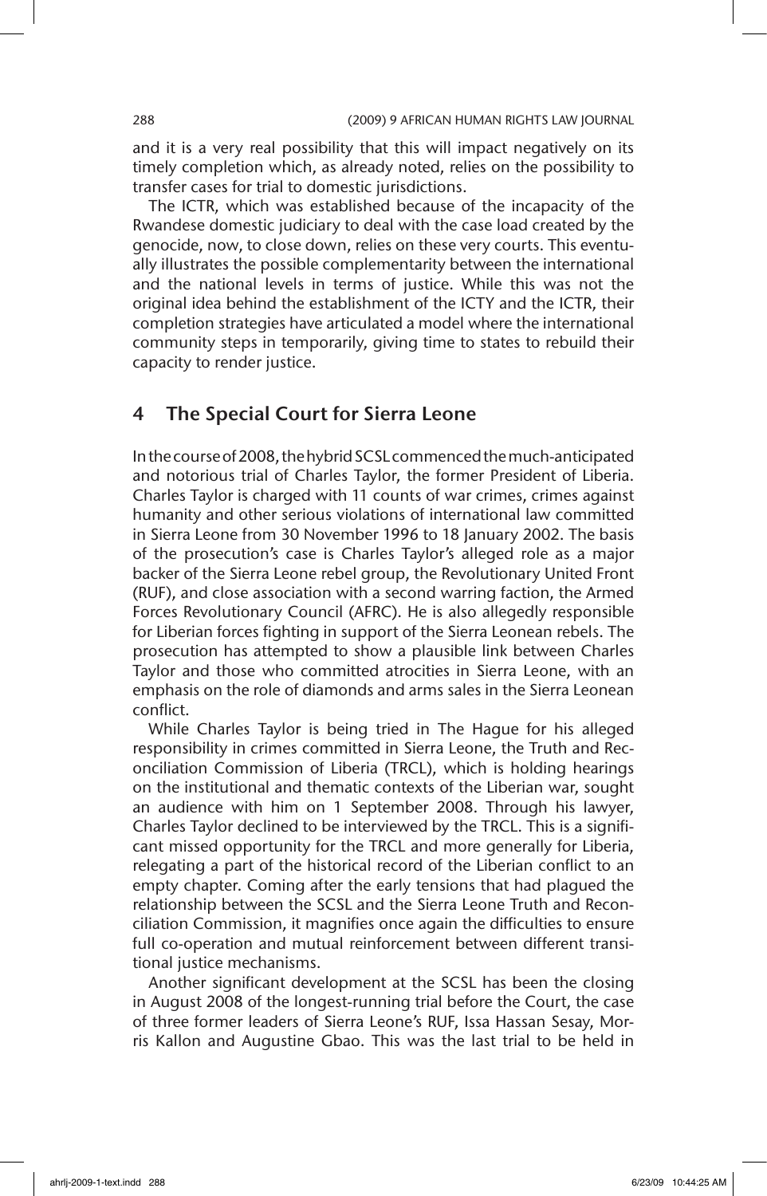and it is a very real possibility that this will impact negatively on its timely completion which, as already noted, relies on the possibility to transfer cases for trial to domestic jurisdictions.

The ICTR, which was established because of the incapacity of the Rwandese domestic judiciary to deal with the case load created by the genocide, now, to close down, relies on these very courts. This eventually illustrates the possible complementarity between the international and the national levels in terms of justice. While this was not the original idea behind the establishment of the ICTY and the ICTR, their completion strategies have articulated a model where the international community steps in temporarily, giving time to states to rebuild their capacity to render justice.

## 4 The Special Court for Sierra Leone

In the course of 2008, the hybrid SCSL commenced the much-anticipated and notorious trial of Charles Taylor, the former President of Liberia. Charles Taylor is charged with 11 counts of war crimes, crimes against humanity and other serious violations of international law committed in Sierra Leone from 30 November 1996 to 18 January 2002. The basis of the prosecution's case is Charles Taylor's alleged role as a major backer of the Sierra Leone rebel group, the Revolutionary United Front (RUF), and close association with a second warring faction, the Armed Forces Revolutionary Council (AFRC). He is also allegedly responsible for Liberian forces fighting in support of the Sierra Leonean rebels. The prosecution has attempted to show a plausible link between Charles Taylor and those who committed atrocities in Sierra Leone, with an emphasis on the role of diamonds and arms sales in the Sierra Leonean conflict.

While Charles Taylor is being tried in The Hague for his alleged responsibility in crimes committed in Sierra Leone, the Truth and Reconciliation Commission of Liberia (TRCL), which is holding hearings on the institutional and thematic contexts of the Liberian war, sought an audience with him on 1 September 2008. Through his lawyer, Charles Taylor declined to be interviewed by the TRCL. This is a significant missed opportunity for the TRCL and more generally for Liberia, relegating a part of the historical record of the Liberian conflict to an empty chapter. Coming after the early tensions that had plagued the relationship between the SCSL and the Sierra Leone Truth and Reconciliation Commission, it magnifies once again the difficulties to ensure full co-operation and mutual reinforcement between different transitional justice mechanisms.

Another significant development at the SCSL has been the closing in August 2008 of the longest-running trial before the Court, the case of three former leaders of Sierra Leone's RUF, Issa Hassan Sesay, Morris Kallon and Augustine Gbao. This was the last trial to be held in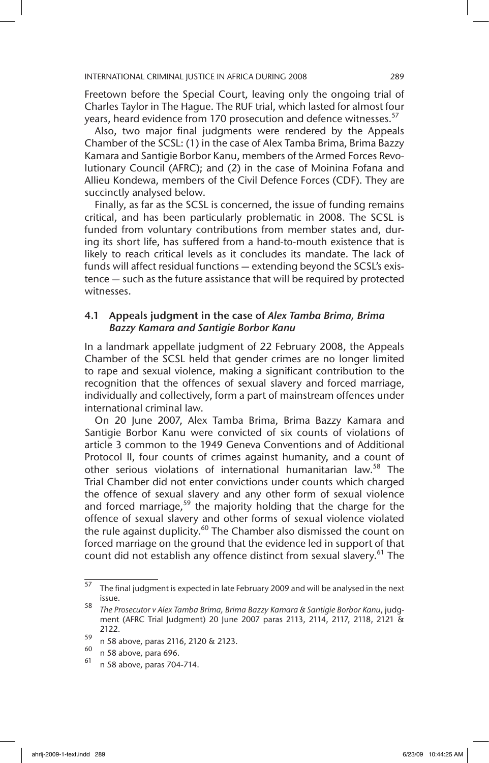Freetown before the Special Court, leaving only the ongoing trial of Charles Taylor in The Hague. The RUF trial, which lasted for almost four years, heard evidence from 170 prosecution and defence witnesses.[57]

Also, two major final judgments were rendered by the Appeals Chamber of the SCSL: (1) in the case of Alex Tamba Brima, Brima Bazzy Kamara and Santigie Borbor Kanu, members of the Armed Forces Revolutionary Council (AFRC); and (2) in the case of Moinina Fofana and Allieu Kondewa, members of the Civil Defence Forces (CDF). They are succinctly analysed below.

Finally, as far as the SCSL is concerned, the issue of funding remains critical, and has been particularly problematic in 2008. The SCSL is funded from voluntary contributions from member states and, during its short life, has suffered from a hand-to-mouth existence that is likely to reach critical levels as it concludes its mandate. The lack of funds will affect residual functions — extending beyond the SCSL's existence — such as the future assistance that will be required by protected witnesses.

### 4.1 Appeals judgment in the case of *Alex Tamba Brima, Brima Bazzy Kamara and Santigie Borbor Kanu*

In a landmark appellate judgment of 22 February 2008, the Appeals Chamber of the SCSL held that gender crimes are no longer limited to rape and sexual violence, making a significant contribution to the recognition that the offences of sexual slavery and forced marriage, individually and collectively, form a part of mainstream offences under international criminal law.

On 20 June 2007, Alex Tamba Brima, Brima Bazzy Kamara and Santigie Borbor Kanu were convicted of six counts of violations of article 3 common to the 1949 Geneva Conventions and of Additional Protocol II, four counts of crimes against humanity, and a count of other serious violations of international humanitarian law.[58] The Trial Chamber did not enter convictions under counts which charged the offence of sexual slavery and any other form of sexual violence and forced marriage,[59] the majority holding that the charge for the offence of sexual slavery and other forms of sexual violence violated the rule against duplicity.[60] The Chamber also dismissed the count on forced marriage on the ground that the evidence led in support of that count did not establish any offence distinct from sexual slavery.[61] The

---

57 The final judgment is expected in late February 2009 and will be analysed in the next issue.

58 *The Prosecutor v Alex Tamba Brima, Brima Bazzy Kamara & Santigie Borbor Kanu*, judgment (AFRC Trial Judgment) 20 June 2007 paras 2113, 2114, 2117, 2118, 2121 & 2122.

59 n 58 above, paras 2116, 2120 & 2123.

60 n 58 above, para 696.

61 n 58 above, paras 704-714.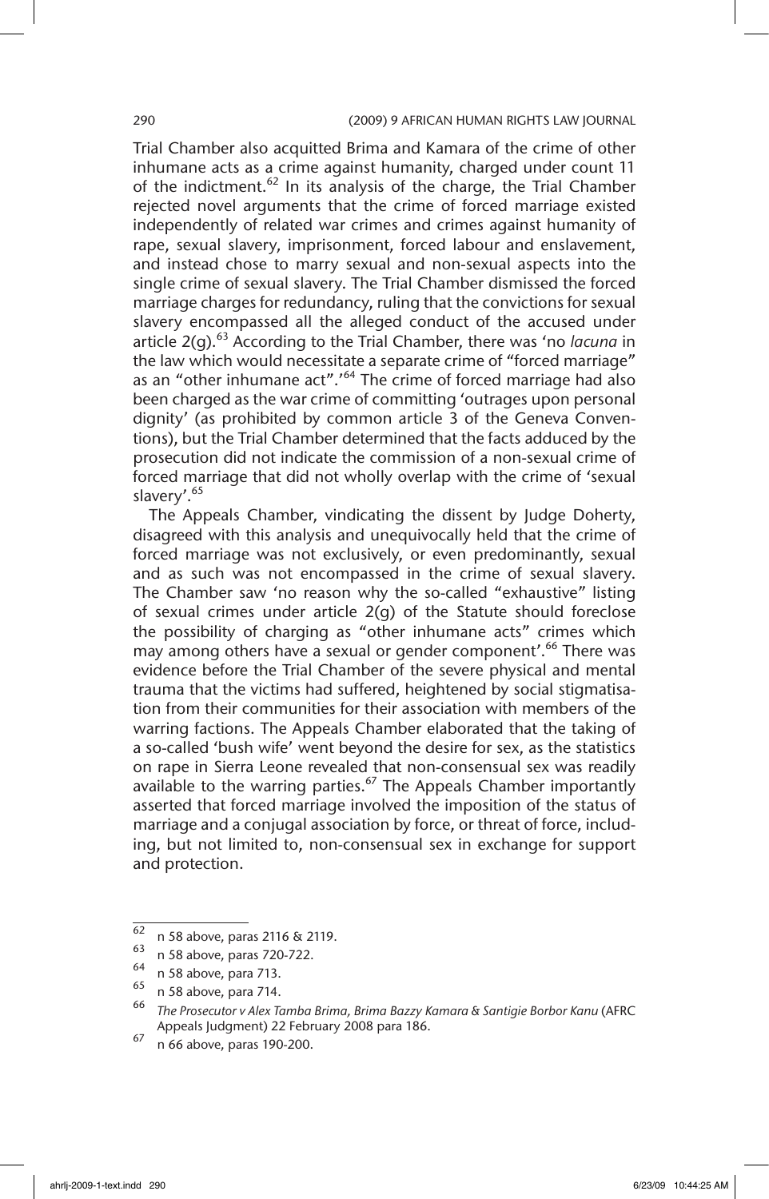Trial Chamber also acquitted Brima and Kamara of the crime of other inhumane acts as a crime against humanity, charged under count 11 of the indictment.[62] In its analysis of the charge, the Trial Chamber rejected novel arguments that the crime of forced marriage existed independently of related war crimes and crimes against humanity of rape, sexual slavery, imprisonment, forced labour and enslavement, and instead chose to marry sexual and non-sexual aspects into the single crime of sexual slavery. The Trial Chamber dismissed the forced marriage charges for redundancy, ruling that the convictions for sexual slavery encompassed all the alleged conduct of the accused under article 2(g).[63] According to the Trial Chamber, there was 'no *lacuna* in the law which would necessitate a separate crime of "forced marriage" as an "other inhumane act".'[64] The crime of forced marriage had also been charged as the war crime of committing 'outrages upon personal dignity' (as prohibited by common article 3 of the Geneva Conventions), but the Trial Chamber determined that the facts adduced by the prosecution did not indicate the commission of a non-sexual crime of forced marriage that did not wholly overlap with the crime of 'sexual slavery'.[65]

The Appeals Chamber, vindicating the dissent by Judge Doherty, disagreed with this analysis and unequivocally held that the crime of forced marriage was not exclusively, or even predominantly, sexual and as such was not encompassed in the crime of sexual slavery. The Chamber saw 'no reason why the so-called "exhaustive" listing of sexual crimes under article 2(g) of the Statute should foreclose the possibility of charging as "other inhumane acts" crimes which may among others have a sexual or gender component'.[66] There was evidence before the Trial Chamber of the severe physical and mental trauma that the victims had suffered, heightened by social stigmatisation from their communities for their association with members of the warring factions. The Appeals Chamber elaborated that the taking of a so-called 'bush wife' went beyond the desire for sex, as the statistics on rape in Sierra Leone revealed that non-consensual sex was readily available to the warring parties.[67] The Appeals Chamber importantly asserted that forced marriage involved the imposition of the status of marriage and a conjugal association by force, or threat of force, including, but not limited to, non-consensual sex in exchange for support and protection.

---

[62] n 58 above, paras 2116 & 2119.

[63] n 58 above, paras 720-722.

[64] n 58 above, para 713.

[65] n 58 above, para 714.

[66] *The Prosecutor v Alex Tamba Brima, Brima Bazzy Kamara & Santigie Borbor Kanu* (AFRC Appeals Judgment) 22 February 2008 para 186.

[67] n 66 above, paras 190-200.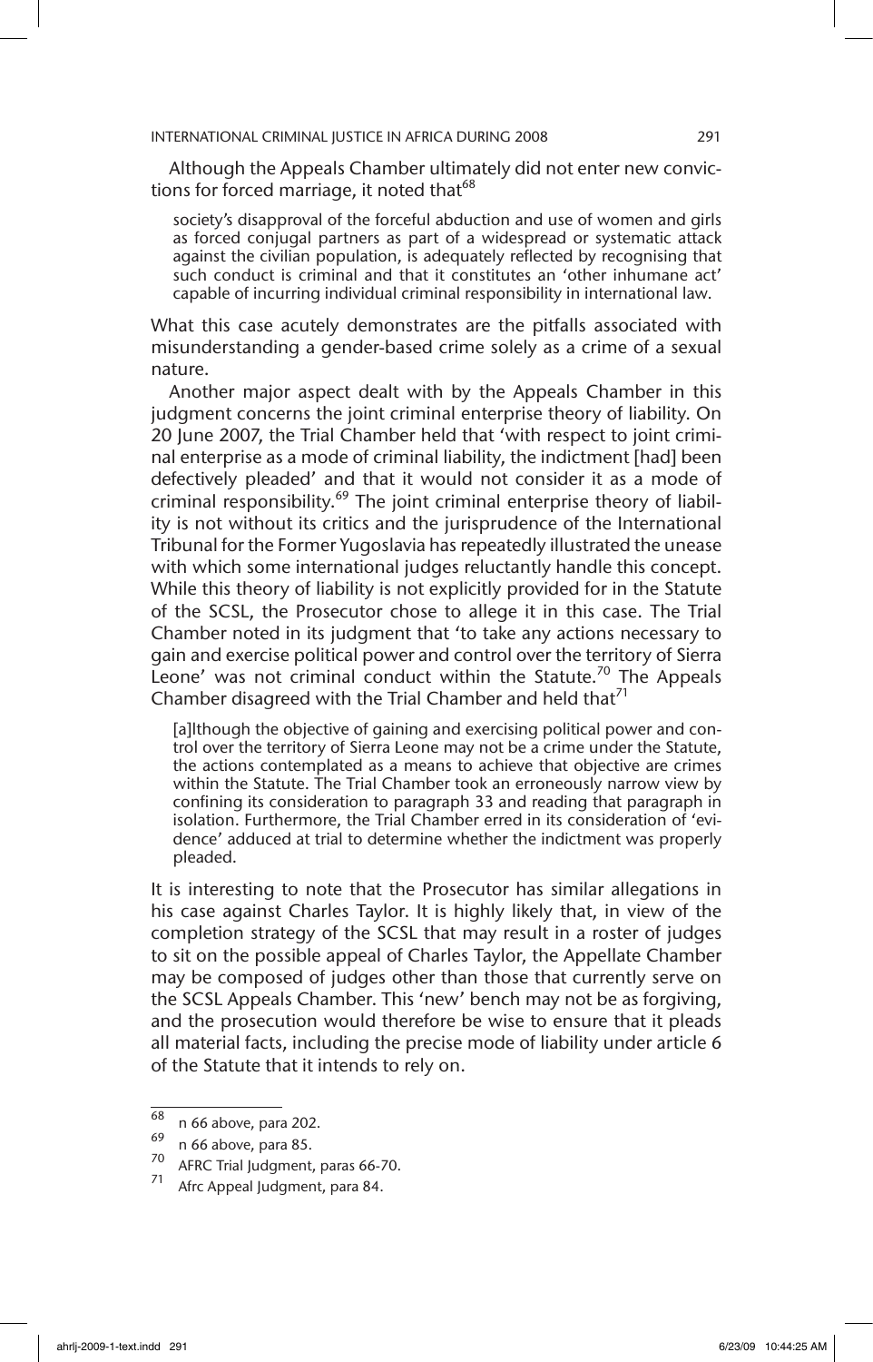Although the Appeals Chamber ultimately did not enter new convictions for forced marriage, it noted that[68]

> society's disapproval of the forceful abduction and use of women and girls as forced conjugal partners as part of a widespread or systematic attack against the civilian population, is adequately reflected by recognising that such conduct is criminal and that it constitutes an 'other inhumane act' capable of incurring individual criminal responsibility in international law.

What this case acutely demonstrates are the pitfalls associated with misunderstanding a gender-based crime solely as a crime of a sexual nature.

Another major aspect dealt with by the Appeals Chamber in this judgment concerns the joint criminal enterprise theory of liability. On 20 June 2007, the Trial Chamber held that 'with respect to joint criminal enterprise as a mode of criminal liability, the indictment [had] been defectively pleaded' and that it would not consider it as a mode of criminal responsibility.[69] The joint criminal enterprise theory of liability is not without its critics and the jurisprudence of the International Tribunal for the Former Yugoslavia has repeatedly illustrated the unease with which some international judges reluctantly handle this concept. While this theory of liability is not explicitly provided for in the Statute of the SCSL, the Prosecutor chose to allege it in this case. The Trial Chamber noted in its judgment that 'to take any actions necessary to gain and exercise political power and control over the territory of Sierra Leone' was not criminal conduct within the Statute.[70] The Appeals Chamber disagreed with the Trial Chamber and held that[71]

> [a]lthough the objective of gaining and exercising political power and control over the territory of Sierra Leone may not be a crime under the Statute, the actions contemplated as a means to achieve that objective are crimes within the Statute. The Trial Chamber took an erroneously narrow view by confining its consideration to paragraph 33 and reading that paragraph in isolation. Furthermore, the Trial Chamber erred in its consideration of 'evidence' adduced at trial to determine whether the indictment was properly pleaded.

It is interesting to note that the Prosecutor has similar allegations in his case against Charles Taylor. It is highly likely that, in view of the completion strategy of the SCSL that may result in a roster of judges to sit on the possible appeal of Charles Taylor, the Appellate Chamber may be composed of judges other than those that currently serve on the SCSL Appeals Chamber. This 'new' bench may not be as forgiving, and the prosecution would therefore be wise to ensure that it pleads all material facts, including the precise mode of liability under article 6 of the Statute that it intends to rely on.

---

[68] n 66 above, para 202.

[69] n 66 above, para 85.

[70] AFRC Trial Judgment, paras 66-70.

[71] Afrc Appeal Judgment, para 84.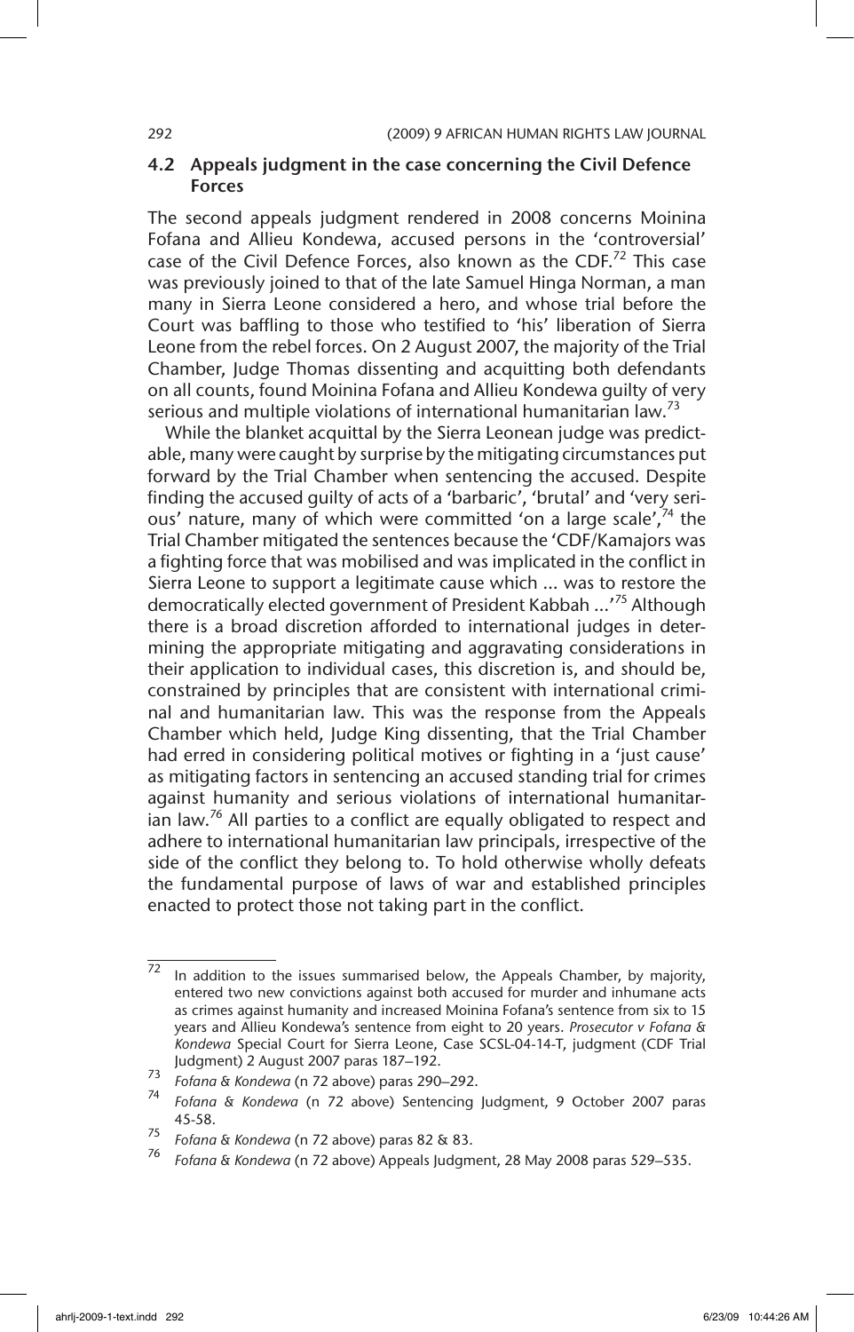### 4.2 Appeals judgment in the case concerning the Civil Defence Forces

The second appeals judgment rendered in 2008 concerns Moinina Fofana and Allieu Kondewa, accused persons in the 'controversial' case of the Civil Defence Forces, also known as the CDF.[72] This case was previously joined to that of the late Samuel Hinga Norman, a man many in Sierra Leone considered a hero, and whose trial before the Court was baffling to those who testified to 'his' liberation of Sierra Leone from the rebel forces. On 2 August 2007, the majority of the Trial Chamber, Judge Thomas dissenting and acquitting both defendants on all counts, found Moinina Fofana and Allieu Kondewa guilty of very serious and multiple violations of international humanitarian law.[73]

While the blanket acquittal by the Sierra Leonean judge was predictable, many were caught by surprise by the mitigating circumstances put forward by the Trial Chamber when sentencing the accused. Despite finding the accused guilty of acts of a 'barbaric', 'brutal' and 'very serious' nature, many of which were committed 'on a large scale',[74] the Trial Chamber mitigated the sentences because the 'CDF/Kamajors was a fighting force that was mobilised and was implicated in the conflict in Sierra Leone to support a legitimate cause which ... was to restore the democratically elected government of President Kabbah ...'[75] Although there is a broad discretion afforded to international judges in determining the appropriate mitigating and aggravating considerations in their application to individual cases, this discretion is, and should be, constrained by principles that are consistent with international criminal and humanitarian law. This was the response from the Appeals Chamber which held, Judge King dissenting, that the Trial Chamber had erred in considering political motives or fighting in a 'just cause' as mitigating factors in sentencing an accused standing trial for crimes against humanity and serious violations of international humanitarian law.[76] All parties to a conflict are equally obligated to respect and adhere to international humanitarian law principals, irrespective of the side of the conflict they belong to. To hold otherwise wholly defeats the fundamental purpose of laws of war and established principles enacted to protect those not taking part in the conflict.

---

[72] In addition to the issues summarised below, the Appeals Chamber, by majority, entered two new convictions against both accused for murder and inhumane acts as crimes against humanity and increased Moinina Fofana's sentence from six to 15 years and Allieu Kondewa's sentence from eight to 20 years. *Prosecutor v Fofana & Kondewa* Special Court for Sierra Leone, Case SCSL-04-14-T, judgment (CDF Trial Judgment) 2 August 2007 paras 187–192.

[73] *Fofana & Kondewa* (n 72 above) paras 290–292.

[74] *Fofana & Kondewa* (n 72 above) Sentencing Judgment, 9 October 2007 paras 45-58.

[75] *Fofana & Kondewa* (n 72 above) paras 82 & 83.

[76] *Fofana & Kondewa* (n 72 above) Appeals Judgment, 28 May 2008 paras 529–535.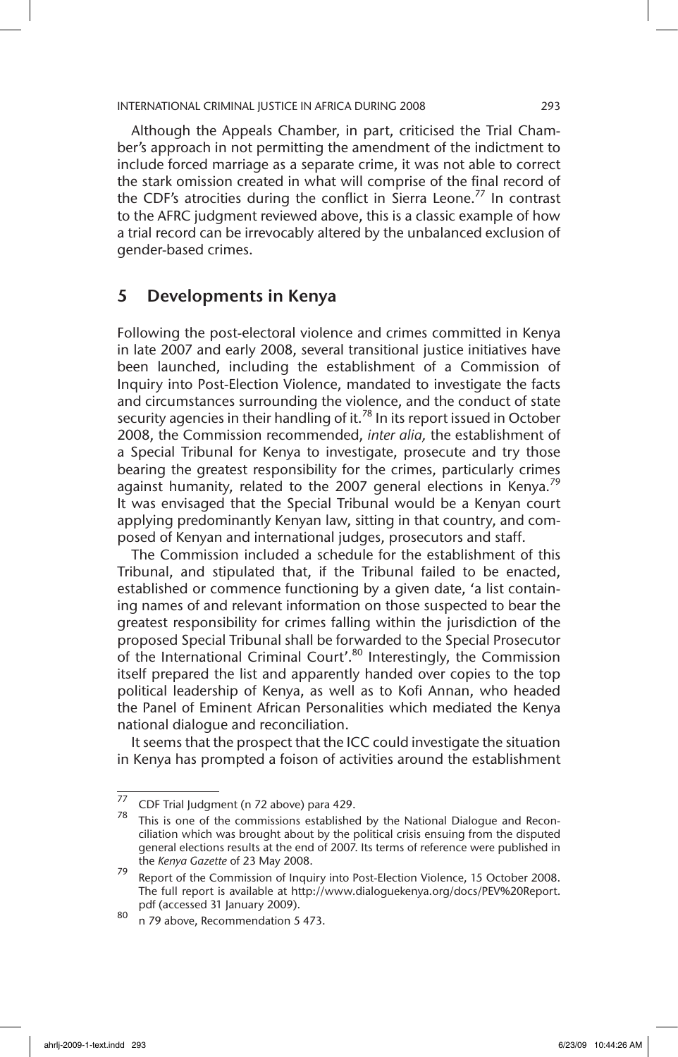Although the Appeals Chamber, in part, criticised the Trial Chamber's approach in not permitting the amendment of the indictment to include forced marriage as a separate crime, it was not able to correct the stark omission created in what will comprise of the final record of the CDF's atrocities during the conflict in Sierra Leone.[77] In contrast to the AFRC judgment reviewed above, this is a classic example of how a trial record can be irrevocably altered by the unbalanced exclusion of gender-based crimes.

## 5 Developments in Kenya

Following the post-electoral violence and crimes committed in Kenya in late 2007 and early 2008, several transitional justice initiatives have been launched, including the establishment of a Commission of Inquiry into Post-Election Violence, mandated to investigate the facts and circumstances surrounding the violence, and the conduct of state security agencies in their handling of it.[78] In its report issued in October 2008, the Commission recommended, *inter alia,* the establishment of a Special Tribunal for Kenya to investigate, prosecute and try those bearing the greatest responsibility for the crimes, particularly crimes against humanity, related to the 2007 general elections in Kenya.[79] It was envisaged that the Special Tribunal would be a Kenyan court applying predominantly Kenyan law, sitting in that country, and composed of Kenyan and international judges, prosecutors and staff.

The Commission included a schedule for the establishment of this Tribunal, and stipulated that, if the Tribunal failed to be enacted, established or commence functioning by a given date, 'a list containing names of and relevant information on those suspected to bear the greatest responsibility for crimes falling within the jurisdiction of the proposed Special Tribunal shall be forwarded to the Special Prosecutor of the International Criminal Court'.[80] Interestingly, the Commission itself prepared the list and apparently handed over copies to the top political leadership of Kenya, as well as to Kofi Annan, who headed the Panel of Eminent African Personalities which mediated the Kenya national dialogue and reconciliation.

It seems that the prospect that the ICC could investigate the situation in Kenya has prompted a foison of activities around the establishment

---

[77] CDF Trial Judgment (n 72 above) para 429.

[78] This is one of the commissions established by the National Dialogue and Reconciliation which was brought about by the political crisis ensuing from the disputed general elections results at the end of 2007. Its terms of reference were published in the *Kenya Gazette* of 23 May 2008.

[79] Report of the Commission of Inquiry into Post-Election Violence, 15 October 2008. The full report is available at http://www.dialoguekenya.org/docs/PEV%20Report.pdf (accessed 31 January 2009).

[80] n 79 above, Recommendation 5 473.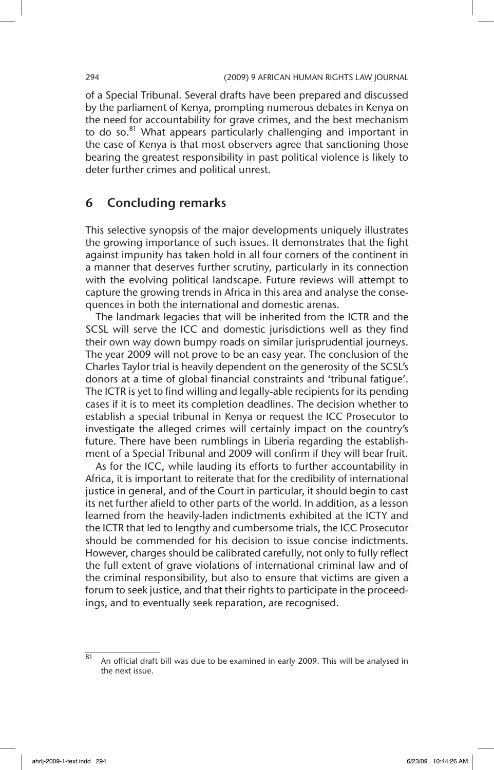of a Special Tribunal. Several drafts have been prepared and discussed by the parliament of Kenya, prompting numerous debates in Kenya on the need for accountability for grave crimes, and the best mechanism to do so.[81] What appears particularly challenging and important in the case of Kenya is that most observers agree that sanctioning those bearing the greatest responsibility in past political violence is likely to deter further crimes and political unrest.

## 6 Concluding remarks

This selective synopsis of the major developments uniquely illustrates the growing importance of such issues. It demonstrates that the fight against impunity has taken hold in all four corners of the continent in a manner that deserves further scrutiny, particularly in its connection with the evolving political landscape. Future reviews will attempt to capture the growing trends in Africa in this area and analyse the consequences in both the international and domestic arenas.

The landmark legacies that will be inherited from the ICTR and the SCSL will serve the ICC and domestic jurisdictions well as they find their own way down bumpy roads on similar jurisprudential journeys. The year 2009 will not prove to be an easy year. The conclusion of the Charles Taylor trial is heavily dependent on the generosity of the SCSL's donors at a time of global financial constraints and 'tribunal fatigue'. The ICTR is yet to find willing and legally-able recipients for its pending cases if it is to meet its completion deadlines. The decision whether to establish a special tribunal in Kenya or request the ICC Prosecutor to investigate the alleged crimes will certainly impact on the country's future. There have been rumblings in Liberia regarding the establishment of a Special Tribunal and 2009 will confirm if they will bear fruit.

As for the ICC, while lauding its efforts to further accountability in Africa, it is important to reiterate that for the credibility of international justice in general, and of the Court in particular, it should begin to cast its net further afield to other parts of the world. In addition, as a lesson learned from the heavily-laden indictments exhibited at the ICTY and the ICTR that led to lengthy and cumbersome trials, the ICC Prosecutor should be commended for his decision to issue concise indictments. However, charges should be calibrated carefully, not only to fully reflect the full extent of grave violations of international criminal law and of the criminal responsibility, but also to ensure that victims are given a forum to seek justice, and that their rights to participate in the proceedings, and to eventually seek reparation, are recognised.

[81] An official draft bill was due to be examined in early 2009. This will be analysed in the next issue.